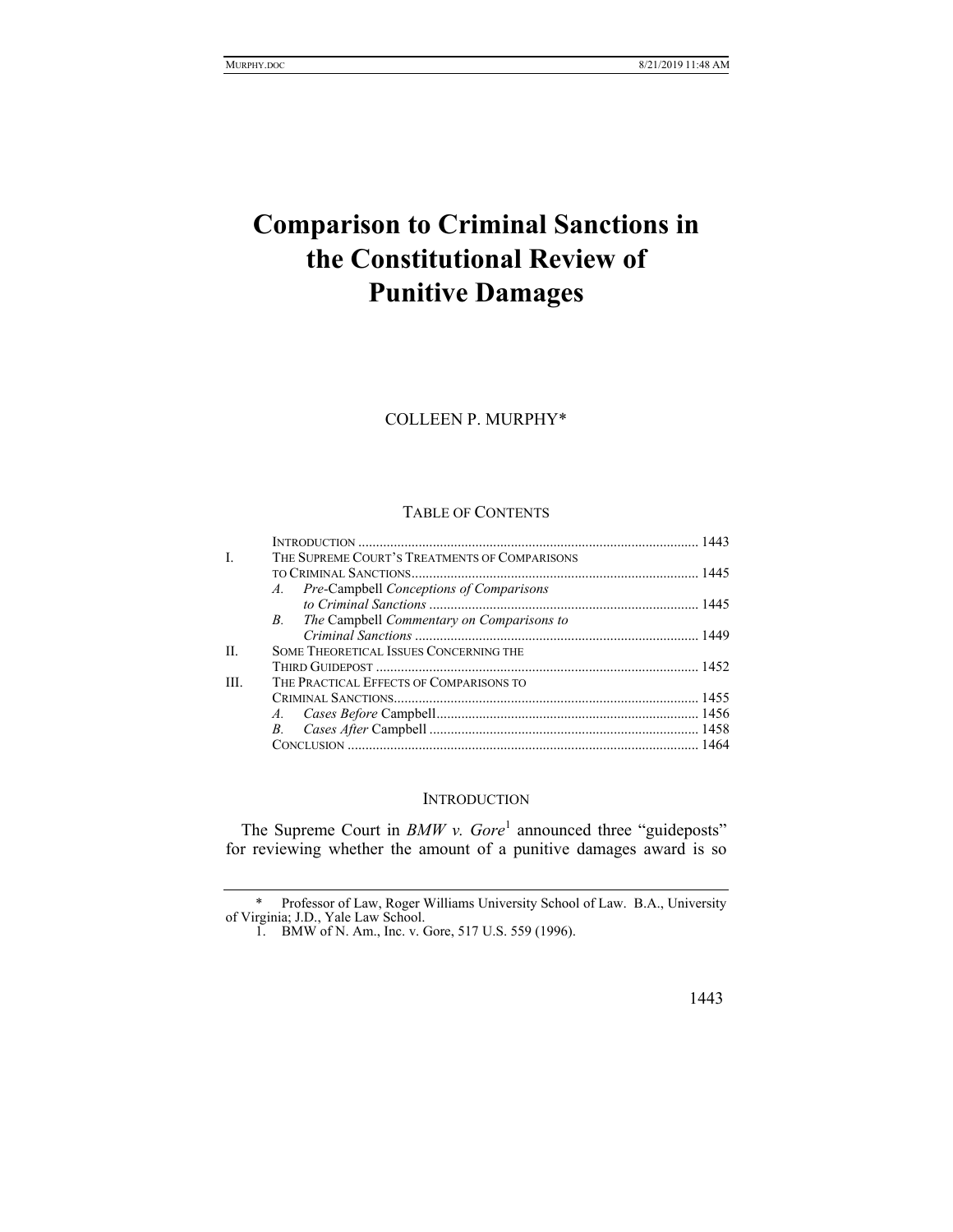# Comparison to Criminal Sanctions in the Constitutional Review of Punitive Damages

COLLEEN P. MURPHY*

TABLE OF CONTENTS

| | | |
|---|---|---|
| | INTRODUCTION | 1443 |
| I. | THE SUPREME COURT'S TREATMENTS OF COMPARISONS TO CRIMINAL SANCTIONS | 1445 |
| | *A. Pre-*Campbell *Conceptions of Comparisons to Criminal Sanctions* | 1445 |
| | *B. The* Campbell *Commentary on Comparisons to Criminal Sanctions* | 1449 |
| II. | SOME THEORETICAL ISSUES CONCERNING THE THIRD GUIDEPOST | 1452 |
| III. | THE PRACTICAL EFFECTS OF COMPARISONS TO CRIMINAL SANCTIONS | 1455 |
| | *A. Cases Before* Campbell | 1456 |
| | *B. Cases After* Campbell | 1458 |
| | CONCLUSION | 1464 |

## INTRODUCTION

The Supreme Court in *BMW v. Gore*[1] announced three "guideposts" for reviewing whether the amount of a punitive damages award is so

---

\* Professor of Law, Roger Williams University School of Law. B.A., University of Virginia; J.D., Yale Law School.

1. BMW of N. Am., Inc. v. Gore, 517 U.S. 559 (1996).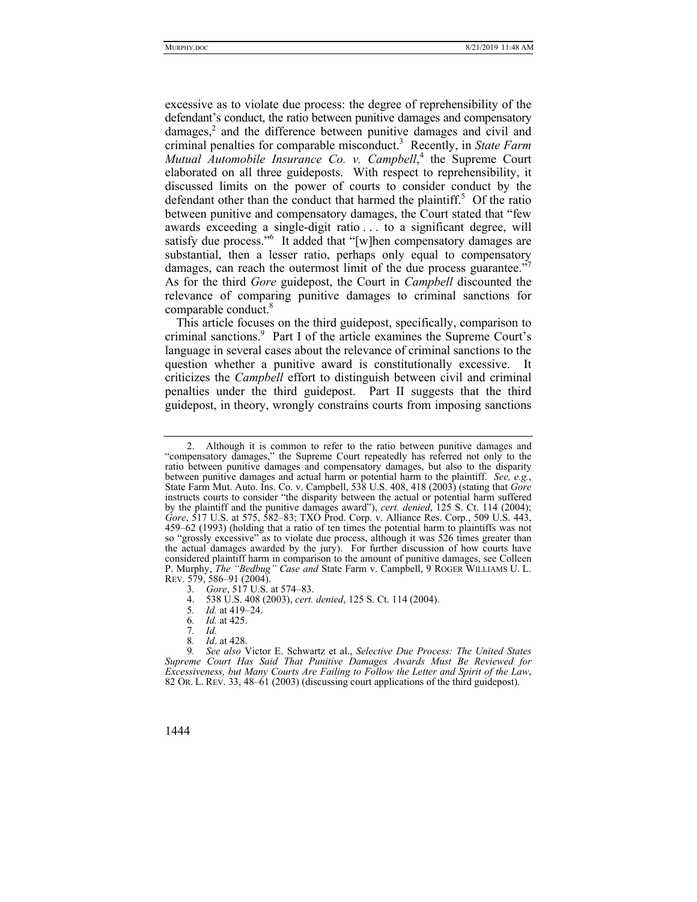excessive as to violate due process: the degree of reprehensibility of the defendant's conduct, the ratio between punitive damages and compensatory damages,[2] and the difference between punitive damages and civil and criminal penalties for comparable misconduct.[3] Recently, in *State Farm Mutual Automobile Insurance Co. v. Campbell*,[4] the Supreme Court elaborated on all three guideposts. With respect to reprehensibility, it discussed limits on the power of courts to consider conduct by the defendant other than the conduct that harmed the plaintiff.[5] Of the ratio between punitive and compensatory damages, the Court stated that "few awards exceeding a single-digit ratio . . . to a significant degree, will satisfy due process."[6] It added that "[w]hen compensatory damages are substantial, then a lesser ratio, perhaps only equal to compensatory damages, can reach the outermost limit of the due process guarantee."[7] As for the third *Gore* guidepost, the Court in *Campbell* discounted the relevance of comparing punitive damages to criminal sanctions for comparable conduct.[8]

This article focuses on the third guidepost, specifically, comparison to criminal sanctions.[9] Part I of the article examines the Supreme Court's language in several cases about the relevance of criminal sanctions to the question whether a punitive award is constitutionally excessive. It criticizes the *Campbell* effort to distinguish between civil and criminal penalties under the third guidepost. Part II suggests that the third guidepost, in theory, wrongly constrains courts from imposing sanctions

---

2. Although it is common to refer to the ratio between punitive damages and "compensatory damages," the Supreme Court repeatedly has referred not only to the ratio between punitive damages and compensatory damages, but also to the disparity between punitive damages and actual harm or potential harm to the plaintiff. *See, e.g.*, State Farm Mut. Auto. Ins. Co. v. Campbell, 538 U.S. 408, 418 (2003) (stating that *Gore* instructs courts to consider "the disparity between the actual or potential harm suffered by the plaintiff and the punitive damages award"), *cert. denied*, 125 S. Ct. 114 (2004); *Gore*, 517 U.S. at 575, 582–83; TXO Prod. Corp. v. Alliance Res. Corp., 509 U.S. 443, 459–62 (1993) (holding that a ratio of ten times the potential harm to plaintiffs was not so "grossly excessive" as to violate due process, although it was 526 times greater than the actual damages awarded by the jury). For further discussion of how courts have considered plaintiff harm in comparison to the amount of punitive damages, see Colleen P. Murphy, *The "Bedbug" Case and* State Farm v. Campbell, 9 ROGER WILLIAMS U. L. REV. 579, 586–91 (2004).

3. *Gore*, 517 U.S. at 574–83.

4. 538 U.S. 408 (2003), *cert. denied*, 125 S. Ct. 114 (2004).

5. *Id.* at 419–24.

6. *Id.* at 425.

7. *Id.*

8. *Id*. at 428.

9. *See also* Victor E. Schwartz et al., *Selective Due Process: The United States Supreme Court Has Said That Punitive Damages Awards Must Be Reviewed for Excessiveness, but Many Courts Are Failing to Follow the Letter and Spirit of the Law*, 82 OR. L. REV. 33, 48–61 (2003) (discussing court applications of the third guidepost).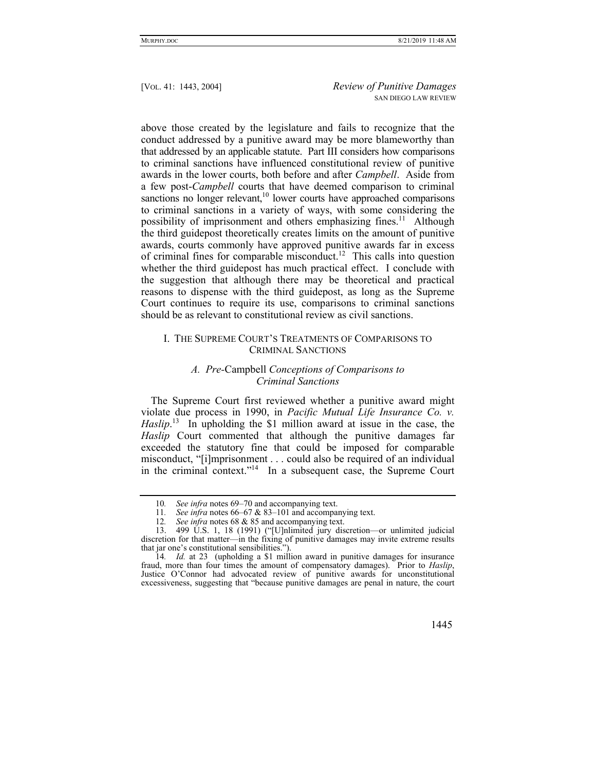above those created by the legislature and fails to recognize that the conduct addressed by a punitive award may be more blameworthy than that addressed by an applicable statute. Part III considers how comparisons to criminal sanctions have influenced constitutional review of punitive awards in the lower courts, both before and after *Campbell*. Aside from a few post-*Campbell* courts that have deemed comparison to criminal sanctions no longer relevant,[10] lower courts have approached comparisons to criminal sanctions in a variety of ways, with some considering the possibility of imprisonment and others emphasizing fines.[11] Although the third guidepost theoretically creates limits on the amount of punitive awards, courts commonly have approved punitive awards far in excess of criminal fines for comparable misconduct.[12] This calls into question whether the third guidepost has much practical effect. I conclude with the suggestion that although there may be theoretical and practical reasons to dispense with the third guidepost, as long as the Supreme Court continues to require its use, comparisons to criminal sanctions should be as relevant to constitutional review as civil sanctions.

## I. The Supreme Court's Treatments of Comparisons to Criminal Sanctions

### *A. Pre-*Campbell *Conceptions of Comparisons to Criminal Sanctions*

The Supreme Court first reviewed whether a punitive award might violate due process in 1990, in *Pacific Mutual Life Insurance Co. v. Haslip*.[13] In upholding the \$1 million award at issue in the case, the *Haslip* Court commented that although the punitive damages far exceeded the statutory fine that could be imposed for comparable misconduct, "[i]mprisonment . . . could also be required of an individual in the criminal context."[14] In a subsequent case, the Supreme Court

---

10. *See infra* notes 69–70 and accompanying text.

11. *See infra* notes 66–67 & 83–101 and accompanying text.

12. *See infra* notes 68 & 85 and accompanying text.

13. 499 U.S. 1, 18 (1991) ("[U]nlimited jury discretion—or unlimited judicial discretion for that matter—in the fixing of punitive damages may invite extreme results that jar one's constitutional sensibilities.").

14. *Id.* at 23 (upholding a \$1 million award in punitive damages for insurance fraud, more than four times the amount of compensatory damages). Prior to *Haslip*, Justice O'Connor had advocated review of punitive awards for unconstitutional excessiveness, suggesting that "because punitive damages are penal in nature, the court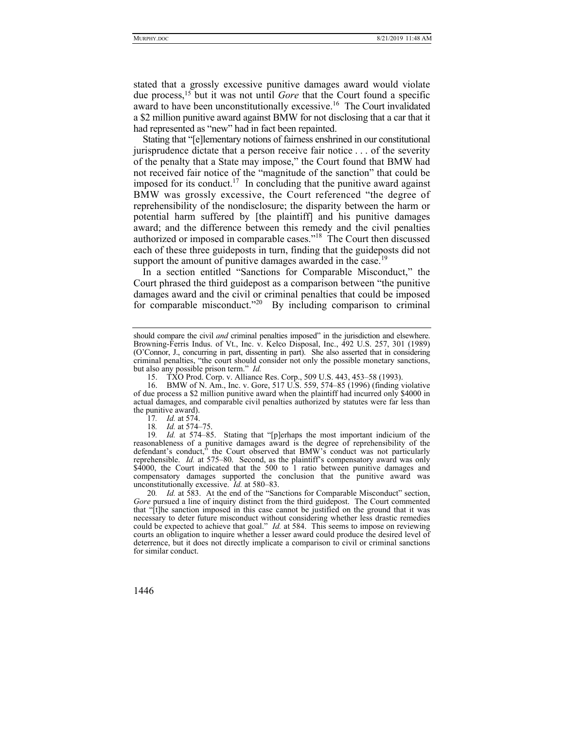stated that a grossly excessive punitive damages award would violate due process,[15] but it was not until *Gore* that the Court found a specific award to have been unconstitutionally excessive.[16] The Court invalidated a $2 million punitive award against BMW for not disclosing that a car that it had represented as "new" had in fact been repainted.

Stating that "[e]lementary notions of fairness enshrined in our constitutional jurisprudence dictate that a person receive fair notice . . . of the severity of the penalty that a State may impose," the Court found that BMW had not received fair notice of the "magnitude of the sanction" that could be imposed for its conduct.[17] In concluding that the punitive award against BMW was grossly excessive, the Court referenced "the degree of reprehensibility of the nondisclosure; the disparity between the harm or potential harm suffered by [the plaintiff] and his punitive damages award; and the difference between this remedy and the civil penalties authorized or imposed in comparable cases."[18] The Court then discussed each of these three guideposts in turn, finding that the guideposts did not support the amount of punitive damages awarded in the case.[19]

In a section entitled "Sanctions for Comparable Misconduct," the Court phrased the third guidepost as a comparison between "the punitive damages award and the civil or criminal penalties that could be imposed for comparable misconduct."[20] By including comparison to criminal

---

should compare the civil *and* criminal penalties imposed" in the jurisdiction and elsewhere. Browning-Ferris Indus. of Vt., Inc. v. Kelco Disposal, Inc., 492 U.S. 257, 301 (1989) (O'Connor, J., concurring in part, dissenting in part). She also asserted that in considering criminal penalties, "the court should consider not only the possible monetary sanctions, but also any possible prison term." *Id.*

15. TXO Prod. Corp. v. Alliance Res. Corp., 509 U.S. 443, 453–58 (1993).

16. BMW of N. Am., Inc. v. Gore, 517 U.S. 559, 574–85 (1996) (finding violative of due process a $2 million punitive award when the plaintiff had incurred only $4000 in actual damages, and comparable civil penalties authorized by statutes were far less than the punitive award).

17. *Id.* at 574.

18. *Id.* at 574–75.

19. *Id.* at 574–85. Stating that "[p]erhaps the most important indicium of the reasonableness of a punitive damages award is the degree of reprehensibility of the defendant's conduct," the Court observed that BMW's conduct was not particularly reprehensible. *Id.* at 575–80. Second, as the plaintiff's compensatory award was only $4000, the Court indicated that the 500 to 1 ratio between punitive damages and compensatory damages supported the conclusion that the punitive award was unconstitutionally excessive. *Id.* at 580–83.

20. *Id.* at 583. At the end of the "Sanctions for Comparable Misconduct" section, *Gore* pursued a line of inquiry distinct from the third guidepost. The Court commented that "[t]he sanction imposed in this case cannot be justified on the ground that it was necessary to deter future misconduct without considering whether less drastic remedies could be expected to achieve that goal." *Id.* at 584. This seems to impose on reviewing courts an obligation to inquire whether a lesser award could produce the desired level of deterrence, but it does not directly implicate a comparison to civil or criminal sanctions for similar conduct.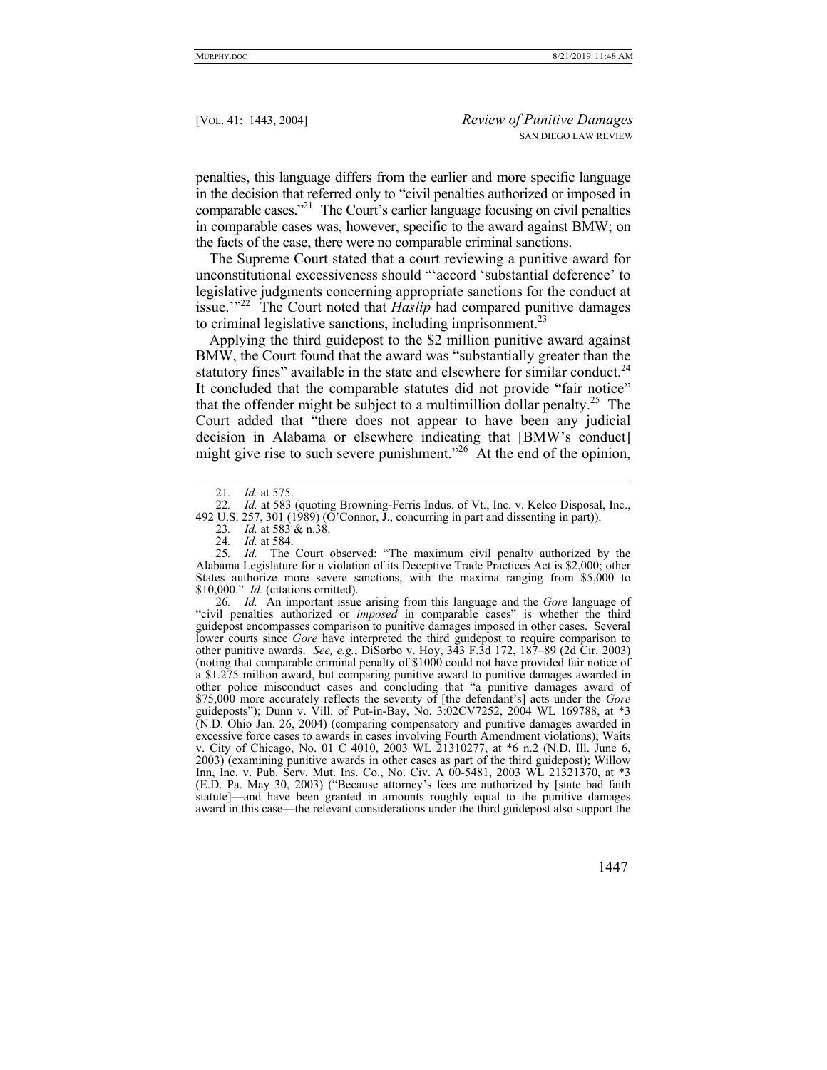penalties, this language differs from the earlier and more specific language in the decision that referred only to "civil penalties authorized or imposed in comparable cases."[21] The Court's earlier language focusing on civil penalties in comparable cases was, however, specific to the award against BMW; on the facts of the case, there were no comparable criminal sanctions.

The Supreme Court stated that a court reviewing a punitive award for unconstitutional excessiveness should "'accord 'substantial deference' to legislative judgments concerning appropriate sanctions for the conduct at issue.'"[22] The Court noted that *Haslip* had compared punitive damages to criminal legislative sanctions, including imprisonment.[23]

Applying the third guidepost to the $2 million punitive award against BMW, the Court found that the award was "substantially greater than the statutory fines" available in the state and elsewhere for similar conduct.[24] It concluded that the comparable statutes did not provide "fair notice" that the offender might be subject to a multimillion dollar penalty.[25] The Court added that "there does not appear to have been any judicial decision in Alabama or elsewhere indicating that [BMW's conduct] might give rise to such severe punishment."[26] At the end of the opinion,

---

21. *Id.* at 575.

22. *Id.* at 583 (quoting Browning-Ferris Indus. of Vt., Inc. v. Kelco Disposal, Inc., 492 U.S. 257, 301 (1989) (O'Connor, J., concurring in part and dissenting in part)).

23. *Id.* at 583 & n.38.

24. *Id.* at 584.

25. *Id.* The Court observed: "The maximum civil penalty authorized by the Alabama Legislature for a violation of its Deceptive Trade Practices Act is $2,000; other States authorize more severe sanctions, with the maxima ranging from $5,000 to $10,000." *Id.* (citations omitted).

26. *Id.* An important issue arising from this language and the *Gore* language of "civil penalties authorized or *imposed* in comparable cases" is whether the third guidepost encompasses comparison to punitive damages imposed in other cases. Several lower courts since *Gore* have interpreted the third guidepost to require comparison to other punitive awards. *See, e.g.*, DiSorbo v. Hoy, 343 F.3d 172, 187–89 (2d Cir. 2003) (noting that comparable criminal penalty of $1000 could not have provided fair notice of a $1.275 million award, but comparing punitive award to punitive damages awarded in other police misconduct cases and concluding that "a punitive damages award of $75,000 more accurately reflects the severity of [the defendant's] acts under the *Gore* guideposts"); Dunn v. Vill. of Put-in-Bay, No. 3:02CV7252, 2004 WL 169788, at *3 (N.D. Ohio Jan. 26, 2004) (comparing compensatory and punitive damages awarded in excessive force cases to awards in cases involving Fourth Amendment violations); Waits v. City of Chicago, No. 01 C 4010, 2003 WL 21310277, at *6 n.2 (N.D. Ill. June 6, 2003) (examining punitive awards in other cases as part of the third guidepost); Willow Inn, Inc. v. Pub. Serv. Mut. Ins. Co., No. Civ. A 00-5481, 2003 WL 21321370, at *3 (E.D. Pa. May 30, 2003) ("Because attorney's fees are authorized by [state bad faith statute]—and have been granted in amounts roughly equal to the punitive damages award in this case—the relevant considerations under the third guidepost also support the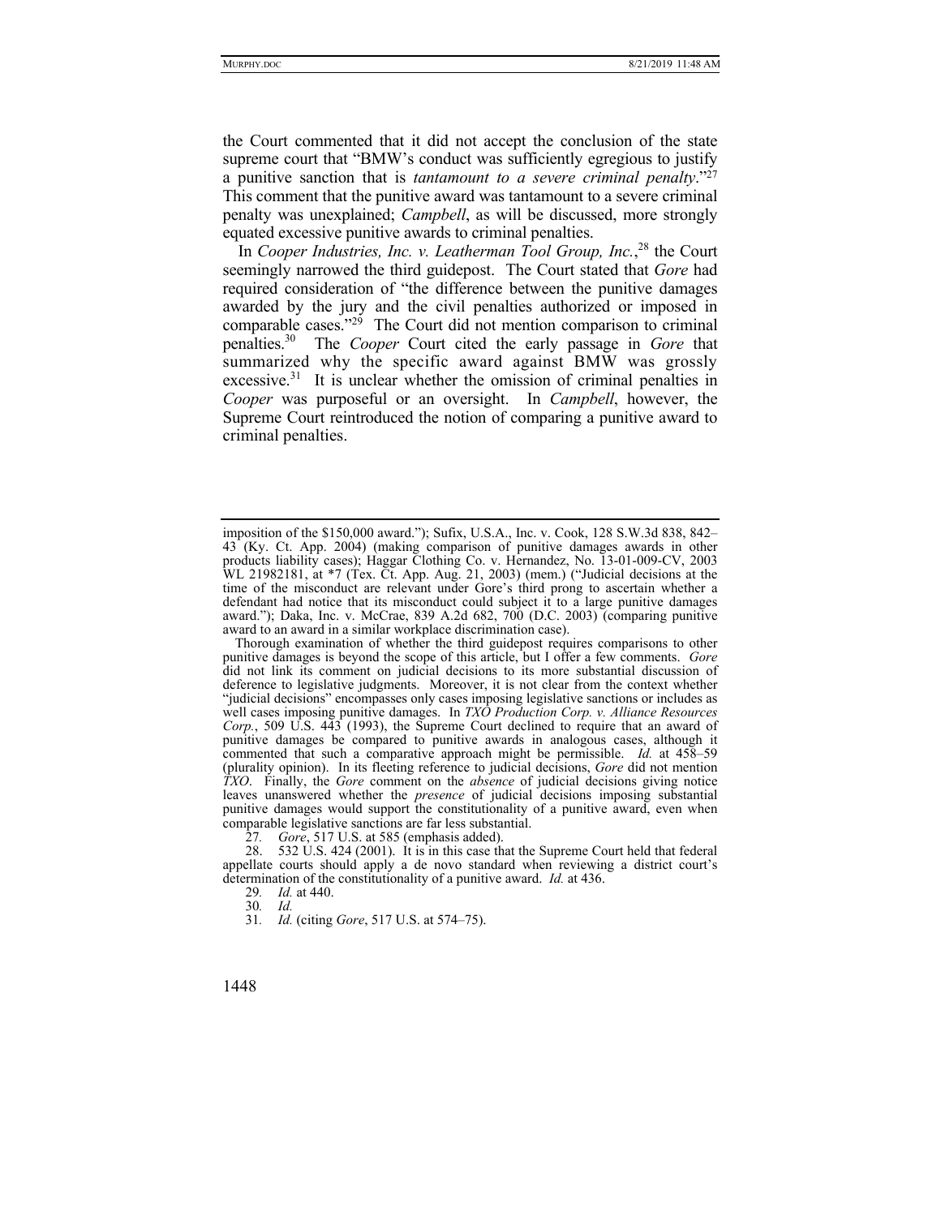the Court commented that it did not accept the conclusion of the state supreme court that "BMW's conduct was sufficiently egregious to justify a punitive sanction that is *tantamount to a severe criminal penalty*."[27] This comment that the punitive award was tantamount to a severe criminal penalty was unexplained; *Campbell*, as will be discussed, more strongly equated excessive punitive awards to criminal penalties.

In *Cooper Industries, Inc. v. Leatherman Tool Group, Inc.*,[28] the Court seemingly narrowed the third guidepost. The Court stated that *Gore* had required consideration of "the difference between the punitive damages awarded by the jury and the civil penalties authorized or imposed in comparable cases."[29] The Court did not mention comparison to criminal penalties.[30] The *Cooper* Court cited the early passage in *Gore* that summarized why the specific award against BMW was grossly excessive.[31] It is unclear whether the omission of criminal penalties in *Cooper* was purposeful or an oversight. In *Campbell*, however, the Supreme Court reintroduced the notion of comparing a punitive award to criminal penalties.

---

imposition of the $150,000 award."); Sufix, U.S.A., Inc. v. Cook, 128 S.W.3d 838, 842–43 (Ky. Ct. App. 2004) (making comparison of punitive damages awards in other products liability cases); Haggar Clothing Co. v. Hernandez, No. 13-01-009-CV, 2003 WL 21982181, at *7 (Tex. Ct. App. Aug. 21, 2003) (mem.) ("Judicial decisions at the time of the misconduct are relevant under Gore's third prong to ascertain whether a defendant had notice that its misconduct could subject it to a large punitive damages award."); Daka, Inc. v. McCrae, 839 A.2d 682, 700 (D.C. 2003) (comparing punitive award to an award in a similar workplace discrimination case).

Thorough examination of whether the third guidepost requires comparisons to other punitive damages is beyond the scope of this article, but I offer a few comments. *Gore* did not link its comment on judicial decisions to its more substantial discussion of deference to legislative judgments. Moreover, it is not clear from the context whether "judicial decisions" encompasses only cases imposing legislative sanctions or includes as well cases imposing punitive damages. In *TXO Production Corp. v. Alliance Resources Corp.*, 509 U.S. 443 (1993), the Supreme Court declined to require that an award of punitive damages be compared to punitive awards in analogous cases, although it commented that such a comparative approach might be permissible. *Id.* at 458–59 (plurality opinion). In its fleeting reference to judicial decisions, *Gore* did not mention *TXO*. Finally, the *Gore* comment on the *absence* of judicial decisions giving notice leaves unanswered whether the *presence* of judicial decisions imposing substantial punitive damages would support the constitutionality of a punitive award, even when comparable legislative sanctions are far less substantial.

27. *Gore*, 517 U.S. at 585 (emphasis added).

28. 532 U.S. 424 (2001). It is in this case that the Supreme Court held that federal appellate courts should apply a de novo standard when reviewing a district court's determination of the constitutionality of a punitive award. *Id.* at 436.

29. *Id.* at 440.

30. *Id.*

31. *Id.* (citing *Gore*, 517 U.S. at 574–75).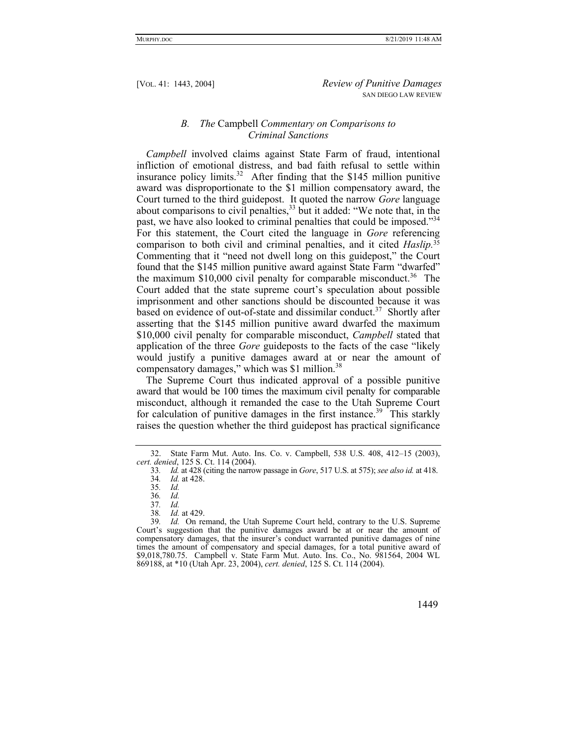### *B. The* Campbell *Commentary on Comparisons to Criminal Sanctions*

*Campbell* involved claims against State Farm of fraud, intentional infliction of emotional distress, and bad faith refusal to settle within insurance policy limits.[32] After finding that the $145 million punitive award was disproportionate to the $1 million compensatory award, the Court turned to the third guidepost. It quoted the narrow *Gore* language about comparisons to civil penalties,[33] but it added: "We note that, in the past, we have also looked to criminal penalties that could be imposed."[34] For this statement, the Court cited the language in *Gore* referencing comparison to both civil and criminal penalties, and it cited *Haslip.*[35] Commenting that it "need not dwell long on this guidepost," the Court found that the $145 million punitive award against State Farm "dwarfed" the maximum $10,000 civil penalty for comparable misconduct.[36] The Court added that the state supreme court's speculation about possible imprisonment and other sanctions should be discounted because it was based on evidence of out-of-state and dissimilar conduct.[37] Shortly after asserting that the $145 million punitive award dwarfed the maximum $10,000 civil penalty for comparable misconduct, *Campbell* stated that application of the three *Gore* guideposts to the facts of the case "likely would justify a punitive damages award at or near the amount of compensatory damages," which was $1 million.[38]

The Supreme Court thus indicated approval of a possible punitive award that would be 100 times the maximum civil penalty for comparable misconduct, although it remanded the case to the Utah Supreme Court for calculation of punitive damages in the first instance.[39] This starkly raises the question whether the third guidepost has practical significance

---

32. State Farm Mut. Auto. Ins. Co. v. Campbell, 538 U.S. 408, 412–15 (2003), *cert. denied*, 125 S. Ct. 114 (2004).

33. *Id.* at 428 (citing the narrow passage in *Gore*, 517 U.S. at 575); *see also id.* at 418.

34. *Id.* at 428.

35. *Id.*

36. *Id.*

37. *Id.*

38. *Id.* at 429.

39. *Id.* On remand, the Utah Supreme Court held, contrary to the U.S. Supreme Court's suggestion that the punitive damages award be at or near the amount of compensatory damages, that the insurer's conduct warranted punitive damages of nine times the amount of compensatory and special damages, for a total punitive award of $9,018,780.75. Campbell v. State Farm Mut. Auto. Ins. Co., No. 981564, 2004 WL 869188, at *10 (Utah Apr. 23, 2004), *cert. denied*, 125 S. Ct. 114 (2004).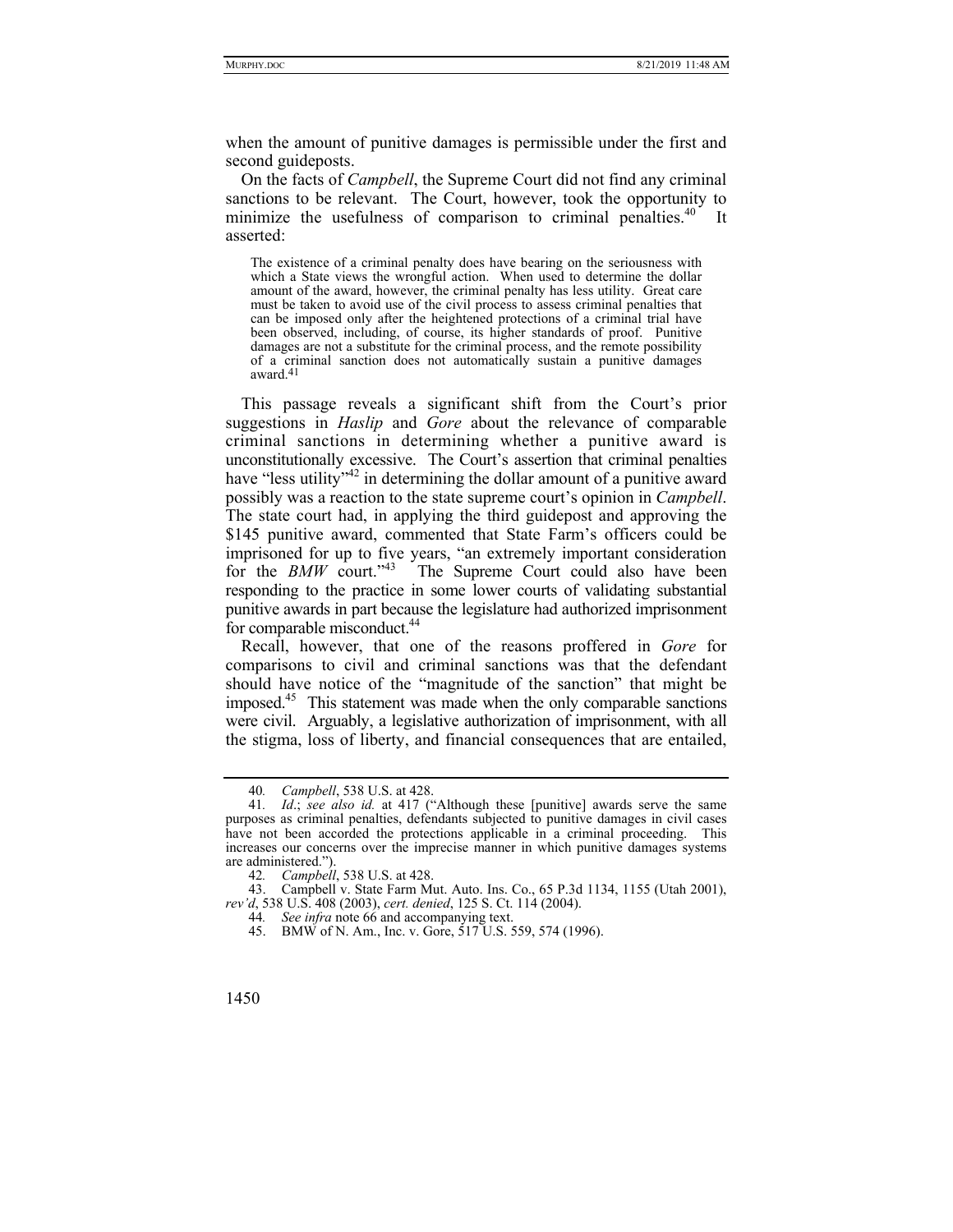when the amount of punitive damages is permissible under the first and second guideposts.

On the facts of *Campbell*, the Supreme Court did not find any criminal sanctions to be relevant. The Court, however, took the opportunity to minimize the usefulness of comparison to criminal penalties.[40] It asserted:

> The existence of a criminal penalty does have bearing on the seriousness with which a State views the wrongful action. When used to determine the dollar amount of the award, however, the criminal penalty has less utility. Great care must be taken to avoid use of the civil process to assess criminal penalties that can be imposed only after the heightened protections of a criminal trial have been observed, including, of course, its higher standards of proof. Punitive damages are not a substitute for the criminal process, and the remote possibility of a criminal sanction does not automatically sustain a punitive damages award.[41]

This passage reveals a significant shift from the Court's prior suggestions in *Haslip* and *Gore* about the relevance of comparable criminal sanctions in determining whether a punitive award is unconstitutionally excessive. The Court's assertion that criminal penalties have "less utility"[42] in determining the dollar amount of a punitive award possibly was a reaction to the state supreme court's opinion in *Campbell*. The state court had, in applying the third guidepost and approving the $145 punitive award, commented that State Farm's officers could be imprisoned for up to five years, "an extremely important consideration for the *BMW* court."[43] The Supreme Court could also have been responding to the practice in some lower courts of validating substantial punitive awards in part because the legislature had authorized imprisonment for comparable misconduct.[44]

Recall, however, that one of the reasons proffered in *Gore* for comparisons to civil and criminal sanctions was that the defendant should have notice of the "magnitude of the sanction" that might be imposed.[45] This statement was made when the only comparable sanctions were civil. Arguably, a legislative authorization of imprisonment, with all the stigma, loss of liberty, and financial consequences that are entailed,

---

40. *Campbell*, 538 U.S. at 428.

41. *Id*.; *see also id.* at 417 ("Although these [punitive] awards serve the same purposes as criminal penalties, defendants subjected to punitive damages in civil cases have not been accorded the protections applicable in a criminal proceeding. This increases our concerns over the imprecise manner in which punitive damages systems are administered.").

42. *Campbell*, 538 U.S. at 428.

43. Campbell v. State Farm Mut. Auto. Ins. Co., 65 P.3d 1134, 1155 (Utah 2001), *rev'd*, 538 U.S. 408 (2003), *cert. denied*, 125 S. Ct. 114 (2004).

44. *See infra* note 66 and accompanying text.

45. BMW of N. Am., Inc. v. Gore, 517 U.S. 559, 574 (1996).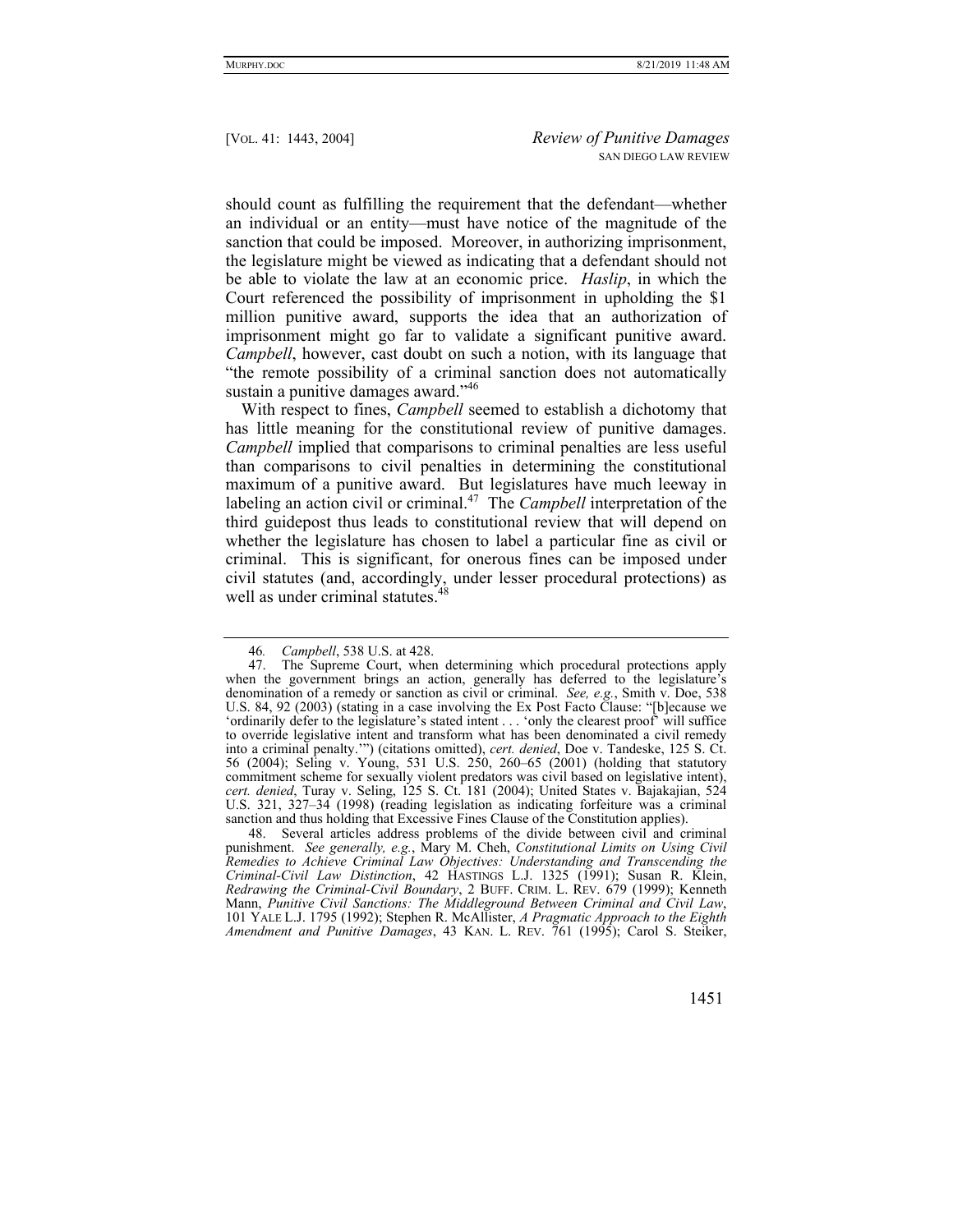should count as fulfilling the requirement that the defendant—whether an individual or an entity—must have notice of the magnitude of the sanction that could be imposed. Moreover, in authorizing imprisonment, the legislature might be viewed as indicating that a defendant should not be able to violate the law at an economic price. *Haslip*, in which the Court referenced the possibility of imprisonment in upholding the $1 million punitive award, supports the idea that an authorization of imprisonment might go far to validate a significant punitive award. *Campbell*, however, cast doubt on such a notion, with its language that "the remote possibility of a criminal sanction does not automatically sustain a punitive damages award."[46]

With respect to fines, *Campbell* seemed to establish a dichotomy that has little meaning for the constitutional review of punitive damages. *Campbell* implied that comparisons to criminal penalties are less useful than comparisons to civil penalties in determining the constitutional maximum of a punitive award. But legislatures have much leeway in labeling an action civil or criminal.[47] The *Campbell* interpretation of the third guidepost thus leads to constitutional review that will depend on whether the legislature has chosen to label a particular fine as civil or criminal. This is significant, for onerous fines can be imposed under civil statutes (and, accordingly, under lesser procedural protections) as well as under criminal statutes.[48]

---

46. *Campbell*, 538 U.S. at 428.

47. The Supreme Court, when determining which procedural protections apply when the government brings an action, generally has deferred to the legislature's denomination of a remedy or sanction as civil or criminal. *See, e.g.*, Smith v. Doe, 538 U.S. 84, 92 (2003) (stating in a case involving the Ex Post Facto Clause: "[b]ecause we 'ordinarily defer to the legislature's stated intent . . . 'only the clearest proof' will suffice to override legislative intent and transform what has been denominated a civil remedy into a criminal penalty.'") (citations omitted), *cert. denied*, Doe v. Tandeske, 125 S. Ct. 56 (2004); Seling v. Young, 531 U.S. 250, 260–65 (2001) (holding that statutory commitment scheme for sexually violent predators was civil based on legislative intent), *cert. denied*, Turay v. Seling, 125 S. Ct. 181 (2004); United States v. Bajakajian, 524 U.S. 321, 327–34 (1998) (reading legislation as indicating forfeiture was a criminal sanction and thus holding that Excessive Fines Clause of the Constitution applies).

48. Several articles address problems of the divide between civil and criminal punishment. *See generally, e.g.*, Mary M. Cheh, *Constitutional Limits on Using Civil Remedies to Achieve Criminal Law Objectives: Understanding and Transcending the Criminal-Civil Law Distinction*, 42 HASTINGS L.J. 1325 (1991); Susan R. Klein, *Redrawing the Criminal-Civil Boundary*, 2 BUFF. CRIM. L. REV. 679 (1999); Kenneth Mann, *Punitive Civil Sanctions: The Middleground Between Criminal and Civil Law*, 101 YALE L.J. 1795 (1992); Stephen R. McAllister, *A Pragmatic Approach to the Eighth Amendment and Punitive Damages*, 43 KAN. L. REV. 761 (1995); Carol S. Steiker,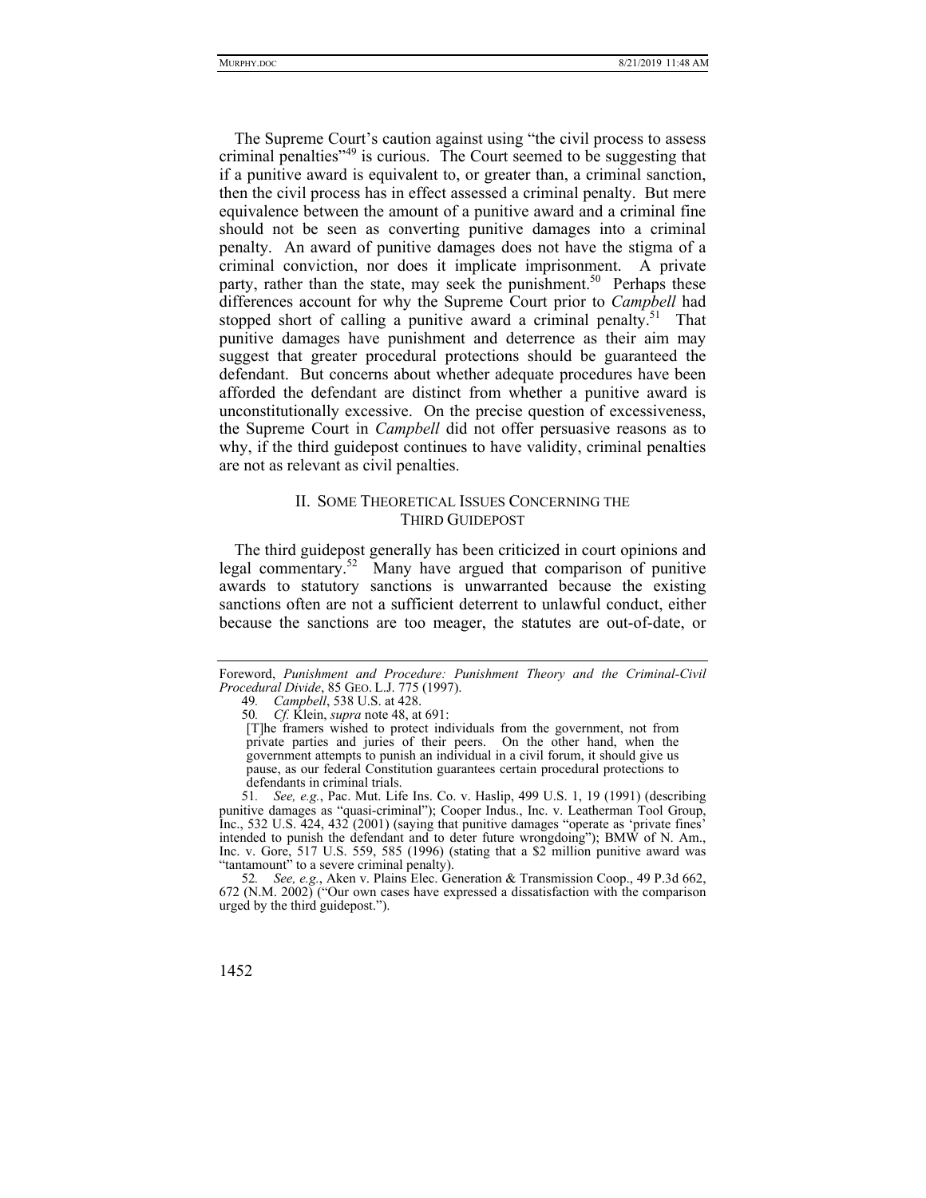The Supreme Court's caution against using "the civil process to assess criminal penalties"[49] is curious. The Court seemed to be suggesting that if a punitive award is equivalent to, or greater than, a criminal sanction, then the civil process has in effect assessed a criminal penalty. But mere equivalence between the amount of a punitive award and a criminal fine should not be seen as converting punitive damages into a criminal penalty. An award of punitive damages does not have the stigma of a criminal conviction, nor does it implicate imprisonment. A private party, rather than the state, may seek the punishment.[50] Perhaps these differences account for why the Supreme Court prior to *Campbell* had stopped short of calling a punitive award a criminal penalty.[51] That punitive damages have punishment and deterrence as their aim may suggest that greater procedural protections should be guaranteed the defendant. But concerns about whether adequate procedures have been afforded the defendant are distinct from whether a punitive award is unconstitutionally excessive. On the precise question of excessiveness, the Supreme Court in *Campbell* did not offer persuasive reasons as to why, if the third guidepost continues to have validity, criminal penalties are not as relevant as civil penalties.

## II. SOME THEORETICAL ISSUES CONCERNING THE THIRD GUIDEPOST

The third guidepost generally has been criticized in court opinions and legal commentary.[52] Many have argued that comparison of punitive awards to statutory sanctions is unwarranted because the existing sanctions often are not a sufficient deterrent to unlawful conduct, either because the sanctions are too meager, the statutes are out-of-date, or

---

Foreword, *Punishment and Procedure: Punishment Theory and the Criminal-Civil Procedural Divide*, 85 GEO. L.J. 775 (1997).

49. *Campbell*, 538 U.S. at 428.

50. *Cf.* Klein, *supra* note 48, at 691:

> [T]he framers wished to protect individuals from the government, not from private parties and juries of their peers. On the other hand, when the government attempts to punish an individual in a civil forum, it should give us pause, as our federal Constitution guarantees certain procedural protections to defendants in criminal trials.

51. *See, e.g.*, Pac. Mut. Life Ins. Co. v. Haslip, 499 U.S. 1, 19 (1991) (describing punitive damages as "quasi-criminal"); Cooper Indus., Inc. v. Leatherman Tool Group, Inc., 532 U.S. 424, 432 (2001) (saying that punitive damages "operate as 'private fines' intended to punish the defendant and to deter future wrongdoing"); BMW of N. Am., Inc. v. Gore, 517 U.S. 559, 585 (1996) (stating that a $2 million punitive award was "tantamount" to a severe criminal penalty).

52. *See, e.g.*, Aken v. Plains Elec. Generation & Transmission Coop., 49 P.3d 662, 672 (N.M. 2002) ("Our own cases have expressed a dissatisfaction with the comparison urged by the third guidepost.").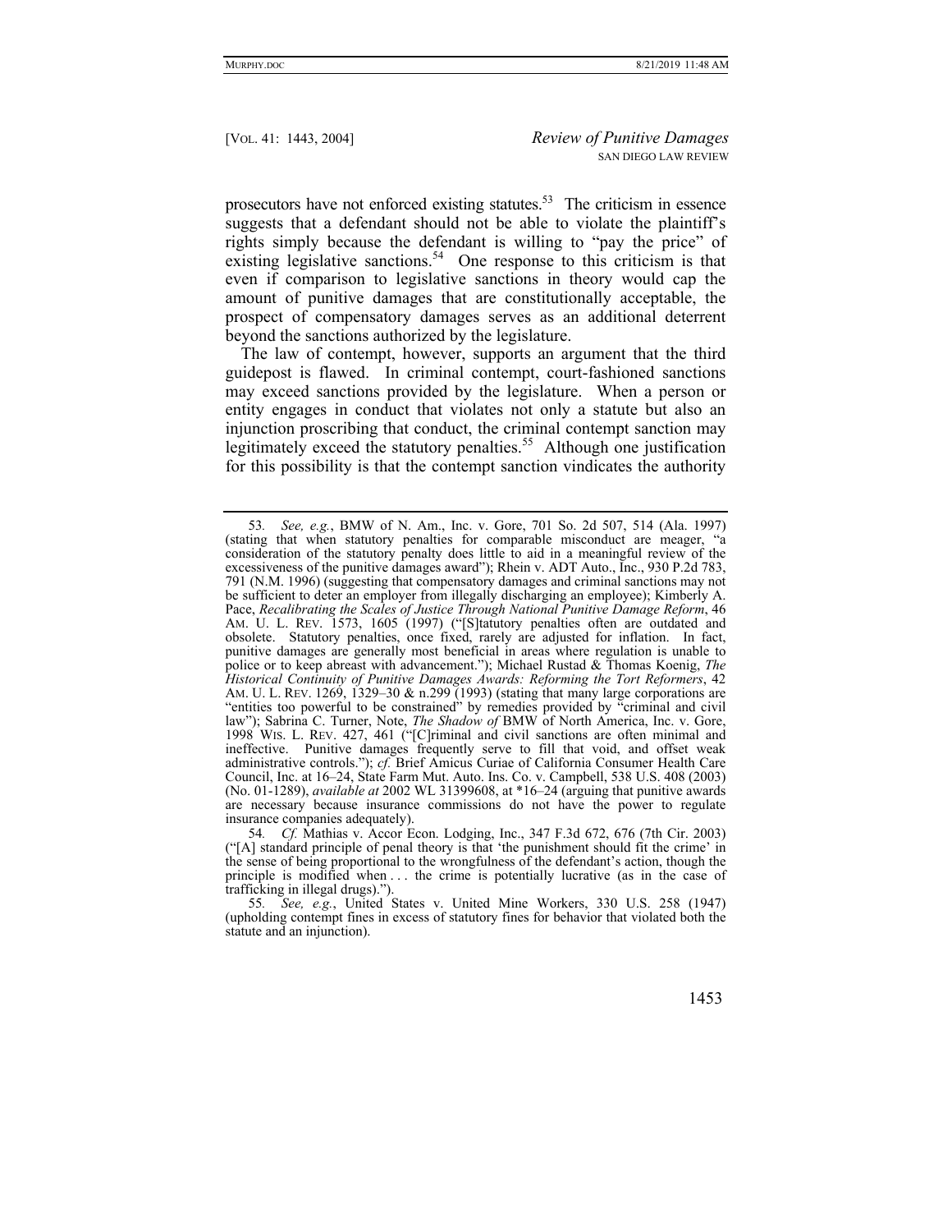prosecutors have not enforced existing statutes.[53] The criticism in essence suggests that a defendant should not be able to violate the plaintiff's rights simply because the defendant is willing to "pay the price" of existing legislative sanctions.[54] One response to this criticism is that even if comparison to legislative sanctions in theory would cap the amount of punitive damages that are constitutionally acceptable, the prospect of compensatory damages serves as an additional deterrent beyond the sanctions authorized by the legislature.

The law of contempt, however, supports an argument that the third guidepost is flawed. In criminal contempt, court-fashioned sanctions may exceed sanctions provided by the legislature. When a person or entity engages in conduct that violates not only a statute but also an injunction proscribing that conduct, the criminal contempt sanction may legitimately exceed the statutory penalties.[55] Although one justification for this possibility is that the contempt sanction vindicates the authority

---

53. *See, e.g.*, BMW of N. Am., Inc. v. Gore, 701 So. 2d 507, 514 (Ala. 1997) (stating that when statutory penalties for comparable misconduct are meager, "a consideration of the statutory penalty does little to aid in a meaningful review of the excessiveness of the punitive damages award"); Rhein v. ADT Auto., Inc., 930 P.2d 783, 791 (N.M. 1996) (suggesting that compensatory damages and criminal sanctions may not be sufficient to deter an employer from illegally discharging an employee); Kimberly A. Pace, *Recalibrating the Scales of Justice Through National Punitive Damage Reform*, 46 AM. U. L. REV. 1573, 1605 (1997) ("[S]tatutory penalties often are outdated and obsolete. Statutory penalties, once fixed, rarely are adjusted for inflation. In fact, punitive damages are generally most beneficial in areas where regulation is unable to police or to keep abreast with advancement."); Michael Rustad & Thomas Koenig, *The Historical Continuity of Punitive Damages Awards: Reforming the Tort Reformers*, 42 AM. U. L. REV. 1269, 1329–30 & n.299 (1993) (stating that many large corporations are "entities too powerful to be constrained" by remedies provided by "criminal and civil law"); Sabrina C. Turner, Note, *The Shadow of* BMW of North America, Inc. v. Gore, 1998 WIS. L. REV. 427, 461 ("[C]riminal and civil sanctions are often minimal and ineffective. Punitive damages frequently serve to fill that void, and offset weak administrative controls."); *cf.* Brief Amicus Curiae of California Consumer Health Care Council, Inc. at 16–24, State Farm Mut. Auto. Ins. Co. v. Campbell, 538 U.S. 408 (2003) (No. 01-1289), *available at* 2002 WL 31399608, at \*16–24 (arguing that punitive awards are necessary because insurance commissions do not have the power to regulate insurance companies adequately).

54. *Cf.* Mathias v. Accor Econ. Lodging, Inc., 347 F.3d 672, 676 (7th Cir. 2003) ("[A] standard principle of penal theory is that 'the punishment should fit the crime' in the sense of being proportional to the wrongfulness of the defendant's action, though the principle is modified when . . . the crime is potentially lucrative (as in the case of trafficking in illegal drugs).").

55. *See, e.g.*, United States v. United Mine Workers, 330 U.S. 258 (1947) (upholding contempt fines in excess of statutory fines for behavior that violated both the statute and an injunction).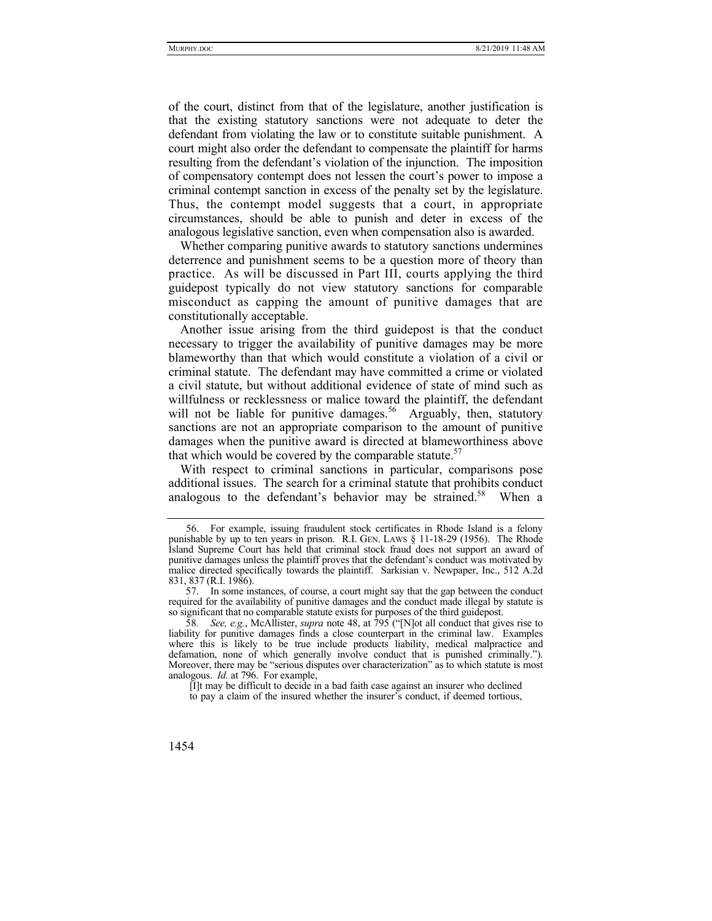of the court, distinct from that of the legislature, another justification is that the existing statutory sanctions were not adequate to deter the defendant from violating the law or to constitute suitable punishment. A court might also order the defendant to compensate the plaintiff for harms resulting from the defendant's violation of the injunction. The imposition of compensatory contempt does not lessen the court's power to impose a criminal contempt sanction in excess of the penalty set by the legislature. Thus, the contempt model suggests that a court, in appropriate circumstances, should be able to punish and deter in excess of the analogous legislative sanction, even when compensation also is awarded.

Whether comparing punitive awards to statutory sanctions undermines deterrence and punishment seems to be a question more of theory than practice. As will be discussed in Part III, courts applying the third guidepost typically do not view statutory sanctions for comparable misconduct as capping the amount of punitive damages that are constitutionally acceptable.

Another issue arising from the third guidepost is that the conduct necessary to trigger the availability of punitive damages may be more blameworthy than that which would constitute a violation of a civil or criminal statute. The defendant may have committed a crime or violated a civil statute, but without additional evidence of state of mind such as willfulness or recklessness or malice toward the plaintiff, the defendant will not be liable for punitive damages.[56] Arguably, then, statutory sanctions are not an appropriate comparison to the amount of punitive damages when the punitive award is directed at blameworthiness above that which would be covered by the comparable statute.[57]

With respect to criminal sanctions in particular, comparisons pose additional issues. The search for a criminal statute that prohibits conduct analogous to the defendant's behavior may be strained.[58] When a

---

56. For example, issuing fraudulent stock certificates in Rhode Island is a felony punishable by up to ten years in prison. R.I. GEN. LAWS § 11-18-29 (1956). The Rhode Island Supreme Court has held that criminal stock fraud does not support an award of punitive damages unless the plaintiff proves that the defendant's conduct was motivated by malice directed specifically towards the plaintiff. Sarkisian v. Newpaper, Inc., 512 A.2d 831, 837 (R.I. 1986).

57. In some instances, of course, a court might say that the gap between the conduct required for the availability of punitive damages and the conduct made illegal by statute is so significant that no comparable statute exists for purposes of the third guidepost.

58. *See, e.g.*, McAllister, *supra* note 48, at 795 ("[N]ot all conduct that gives rise to liability for punitive damages finds a close counterpart in the criminal law. Examples where this is likely to be true include products liability, medical malpractice and defamation, none of which generally involve conduct that is punished criminally."). Moreover, there may be "serious disputes over characterization" as to which statute is most analogous. *Id.* at 796. For example,

> [I]t may be difficult to decide in a bad faith case against an insurer who declined to pay a claim of the insured whether the insurer's conduct, if deemed tortious,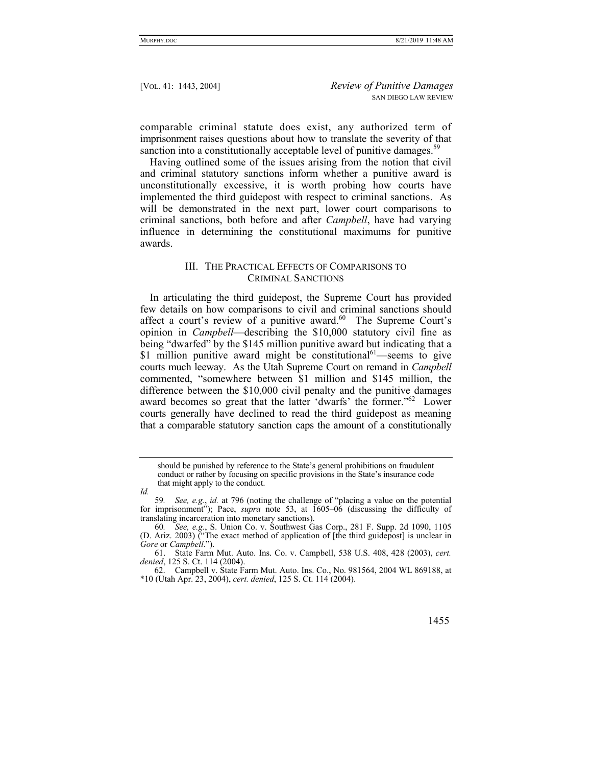comparable criminal statute does exist, any authorized term of imprisonment raises questions about how to translate the severity of that sanction into a constitutionally acceptable level of punitive damages.[59]

Having outlined some of the issues arising from the notion that civil and criminal statutory sanctions inform whether a punitive award is unconstitutionally excessive, it is worth probing how courts have implemented the third guidepost with respect to criminal sanctions. As will be demonstrated in the next part, lower court comparisons to criminal sanctions, both before and after *Campbell*, have had varying influence in determining the constitutional maximums for punitive awards.

## III. The Practical Effects of Comparisons to Criminal Sanctions

In articulating the third guidepost, the Supreme Court has provided few details on how comparisons to civil and criminal sanctions should affect a court's review of a punitive award.[60] The Supreme Court's opinion in *Campbell*—describing the $10,000 statutory civil fine as being "dwarfed" by the $145 million punitive award but indicating that a $1 million punitive award might be constitutional[61]—seems to give courts much leeway. As the Utah Supreme Court on remand in *Campbell* commented, "somewhere between $1 million and $145 million, the difference between the $10,000 civil penalty and the punitive damages award becomes so great that the latter 'dwarfs' the former."[62] Lower courts generally have declined to read the third guidepost as meaning that a comparable statutory sanction caps the amount of a constitutionally

---

should be punished by reference to the State's general prohibitions on fraudulent conduct or rather by focusing on specific provisions in the State's insurance code that might apply to the conduct.

*Id.*

59. *See, e.g.*, *id.* at 796 (noting the challenge of "placing a value on the potential for imprisonment"); Pace, *supra* note 53, at 1605–06 (discussing the difficulty of translating incarceration into monetary sanctions).

60. *See, e.g.*, S. Union Co. v. Southwest Gas Corp., 281 F. Supp. 2d 1090, 1105 (D. Ariz. 2003) ("The exact method of application of [the third guidepost] is unclear in *Gore* or *Campbell*.").

61. State Farm Mut. Auto. Ins. Co. v. Campbell, 538 U.S. 408, 428 (2003), *cert. denied*, 125 S. Ct. 114 (2004).

62. Campbell v. State Farm Mut. Auto. Ins. Co., No. 981564, 2004 WL 869188, at \*10 (Utah Apr. 23, 2004), *cert. denied*, 125 S. Ct. 114 (2004).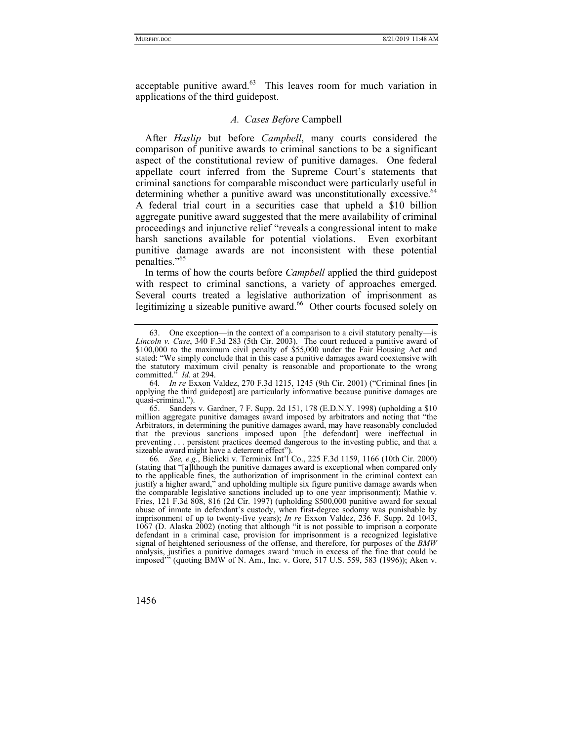acceptable punitive award.[63] This leaves room for much variation in applications of the third guidepost.

### *A. Cases Before* Campbell

After *Haslip* but before *Campbell*, many courts considered the comparison of punitive awards to criminal sanctions to be a significant aspect of the constitutional review of punitive damages. One federal appellate court inferred from the Supreme Court's statements that criminal sanctions for comparable misconduct were particularly useful in determining whether a punitive award was unconstitutionally excessive.[64] A federal trial court in a securities case that upheld a $10 billion aggregate punitive award suggested that the mere availability of criminal proceedings and injunctive relief "reveals a congressional intent to make harsh sanctions available for potential violations. Even exorbitant punitive damage awards are not inconsistent with these potential penalties."[65]

In terms of how the courts before *Campbell* applied the third guidepost with respect to criminal sanctions, a variety of approaches emerged. Several courts treated a legislative authorization of imprisonment as legitimizing a sizeable punitive award.[66] Other courts focused solely on

---

63. One exception—in the context of a comparison to a civil statutory penalty—is *Lincoln v. Case*, 340 F.3d 283 (5th Cir. 2003). The court reduced a punitive award of $100,000 to the maximum civil penalty of $55,000 under the Fair Housing Act and stated: "We simply conclude that in this case a punitive damages award coextensive with the statutory maximum civil penalty is reasonable and proportionate to the wrong committed." *Id.* at 294.

64. *In re* Exxon Valdez, 270 F.3d 1215, 1245 (9th Cir. 2001) ("Criminal fines [in applying the third guidepost] are particularly informative because punitive damages are quasi-criminal.").

65. Sanders v. Gardner, 7 F. Supp. 2d 151, 178 (E.D.N.Y. 1998) (upholding a $10 million aggregate punitive damages award imposed by arbitrators and noting that "the Arbitrators, in determining the punitive damages award, may have reasonably concluded that the previous sanctions imposed upon [the defendant] were ineffectual in preventing . . . persistent practices deemed dangerous to the investing public, and that a sizeable award might have a deterrent effect").

66. *See, e.g.*, Bielicki v. Terminix Int'l Co., 225 F.3d 1159, 1166 (10th Cir. 2000) (stating that "[a]lthough the punitive damages award is exceptional when compared only to the applicable fines, the authorization of imprisonment in the criminal context can justify a higher award," and upholding multiple six figure punitive damage awards when the comparable legislative sanctions included up to one year imprisonment); Mathie v. Fries, 121 F.3d 808, 816 (2d Cir. 1997) (upholding $500,000 punitive award for sexual abuse of inmate in defendant's custody, when first-degree sodomy was punishable by imprisonment of up to twenty-five years); *In re* Exxon Valdez, 236 F. Supp. 2d 1043, 1067 (D. Alaska 2002) (noting that although "it is not possible to imprison a corporate defendant in a criminal case, provision for imprisonment is a recognized legislative signal of heightened seriousness of the offense, and therefore, for purposes of the *BMW* analysis, justifies a punitive damages award 'much in excess of the fine that could be imposed'" (quoting BMW of N. Am., Inc. v. Gore, 517 U.S. 559, 583 (1996)); Aken v.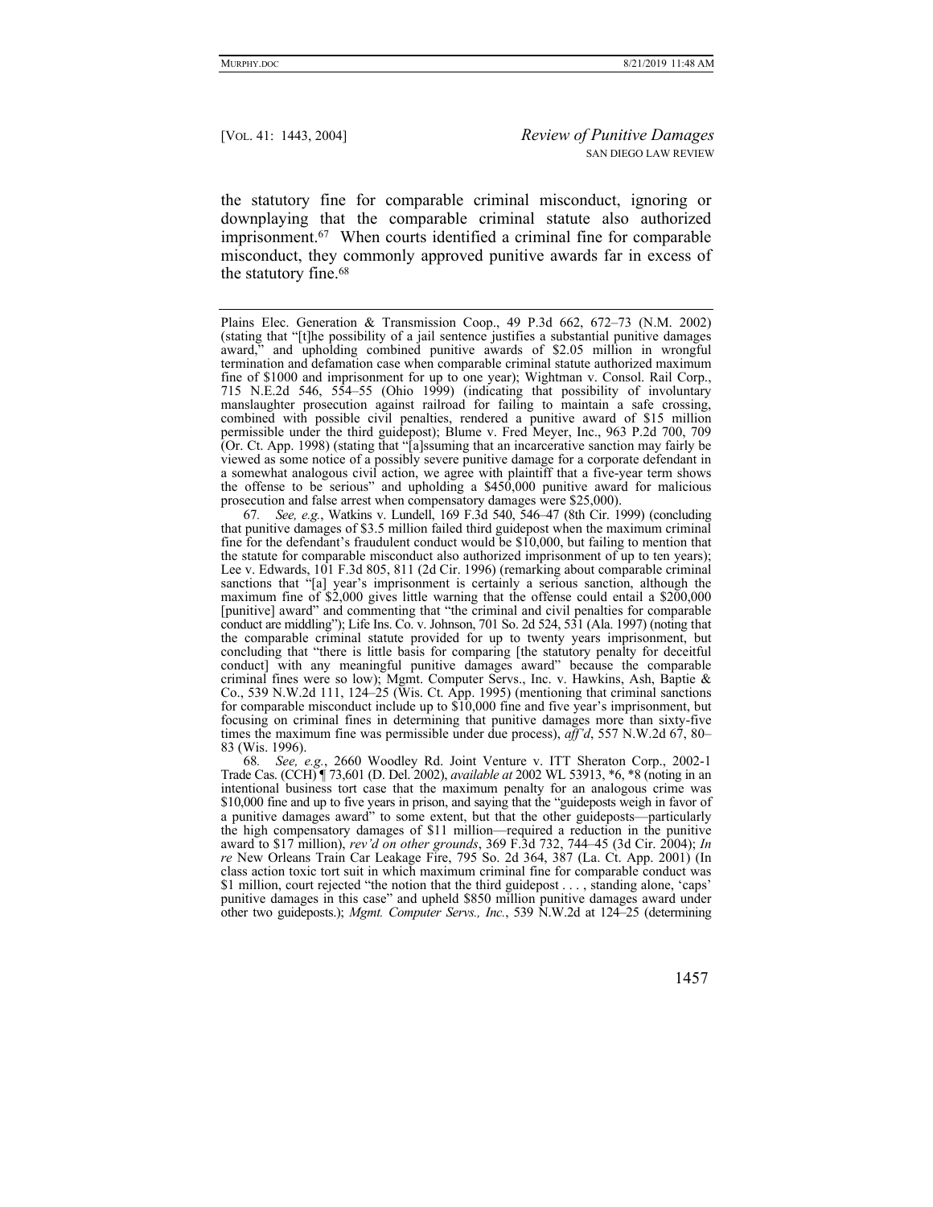the statutory fine for comparable criminal misconduct, ignoring or downplaying that the comparable criminal statute also authorized imprisonment.[67] When courts identified a criminal fine for comparable misconduct, they commonly approved punitive awards far in excess of the statutory fine.[68]

---

Plains Elec. Generation & Transmission Coop., 49 P.3d 662, 672–73 (N.M. 2002) (stating that "[t]he possibility of a jail sentence justifies a substantial punitive damages award," and upholding combined punitive awards of $2.05 million in wrongful termination and defamation case when comparable criminal statute authorized maximum fine of $1000 and imprisonment for up to one year); Wightman v. Consol. Rail Corp., 715 N.E.2d 546, 554–55 (Ohio 1999) (indicating that possibility of involuntary manslaughter prosecution against railroad for failing to maintain a safe crossing, combined with possible civil penalties, rendered a punitive award of $15 million permissible under the third guidepost); Blume v. Fred Meyer, Inc., 963 P.2d 700, 709 (Or. Ct. App. 1998) (stating that "[a]ssuming that an incarcerative sanction may fairly be viewed as some notice of a possibly severe punitive damage for a corporate defendant in a somewhat analogous civil action, we agree with plaintiff that a five-year term shows the offense to be serious" and upholding a $450,000 punitive award for malicious prosecution and false arrest when compensatory damages were $25,000).

67. *See, e.g.*, Watkins v. Lundell, 169 F.3d 540, 546–47 (8th Cir. 1999) (concluding that punitive damages of $3.5 million failed third guidepost when the maximum criminal fine for the defendant's fraudulent conduct would be $10,000, but failing to mention that the statute for comparable misconduct also authorized imprisonment of up to ten years); Lee v. Edwards, 101 F.3d 805, 811 (2d Cir. 1996) (remarking about comparable criminal sanctions that "[a] year's imprisonment is certainly a serious sanction, although the maximum fine of $2,000 gives little warning that the offense could entail a $200,000 [punitive] award" and commenting that "the criminal and civil penalties for comparable conduct are middling"); Life Ins. Co. v. Johnson, 701 So. 2d 524, 531 (Ala. 1997) (noting that the comparable criminal statute provided for up to twenty years imprisonment, but concluding that "there is little basis for comparing [the statutory penalty for deceitful conduct] with any meaningful punitive damages award" because the comparable criminal fines were so low); Mgmt. Computer Servs., Inc. v. Hawkins, Ash, Baptie & Co., 539 N.W.2d 111, 124–25 (Wis. Ct. App. 1995) (mentioning that criminal sanctions for comparable misconduct include up to $10,000 fine and five year's imprisonment, but focusing on criminal fines in determining that punitive damages more than sixty-five times the maximum fine was permissible under due process), *aff'd*, 557 N.W.2d 67, 80–83 (Wis. 1996).

68. *See, e.g.*, 2660 Woodley Rd. Joint Venture v. ITT Sheraton Corp., 2002-1 Trade Cas. (CCH) ¶ 73,601 (D. Del. 2002), *available at* 2002 WL 53913, *6, *8 (noting in an intentional business tort case that the maximum penalty for an analogous crime was $10,000 fine and up to five years in prison, and saying that the "guideposts weigh in favor of a punitive damages award" to some extent, but that the other guideposts—particularly the high compensatory damages of $11 million—required a reduction in the punitive award to $17 million), *rev'd on other grounds*, 369 F.3d 732, 744–45 (3d Cir. 2004); *In re* New Orleans Train Car Leakage Fire, 795 So. 2d 364, 387 (La. Ct. App. 2001) (In class action toxic tort suit in which maximum criminal fine for comparable conduct was $1 million, court rejected "the notion that the third guidepost . . . , standing alone, 'caps' punitive damages in this case" and upheld $850 million punitive damages award under other two guideposts.); *Mgmt. Computer Servs., Inc.*, 539 N.W.2d at 124–25 (determining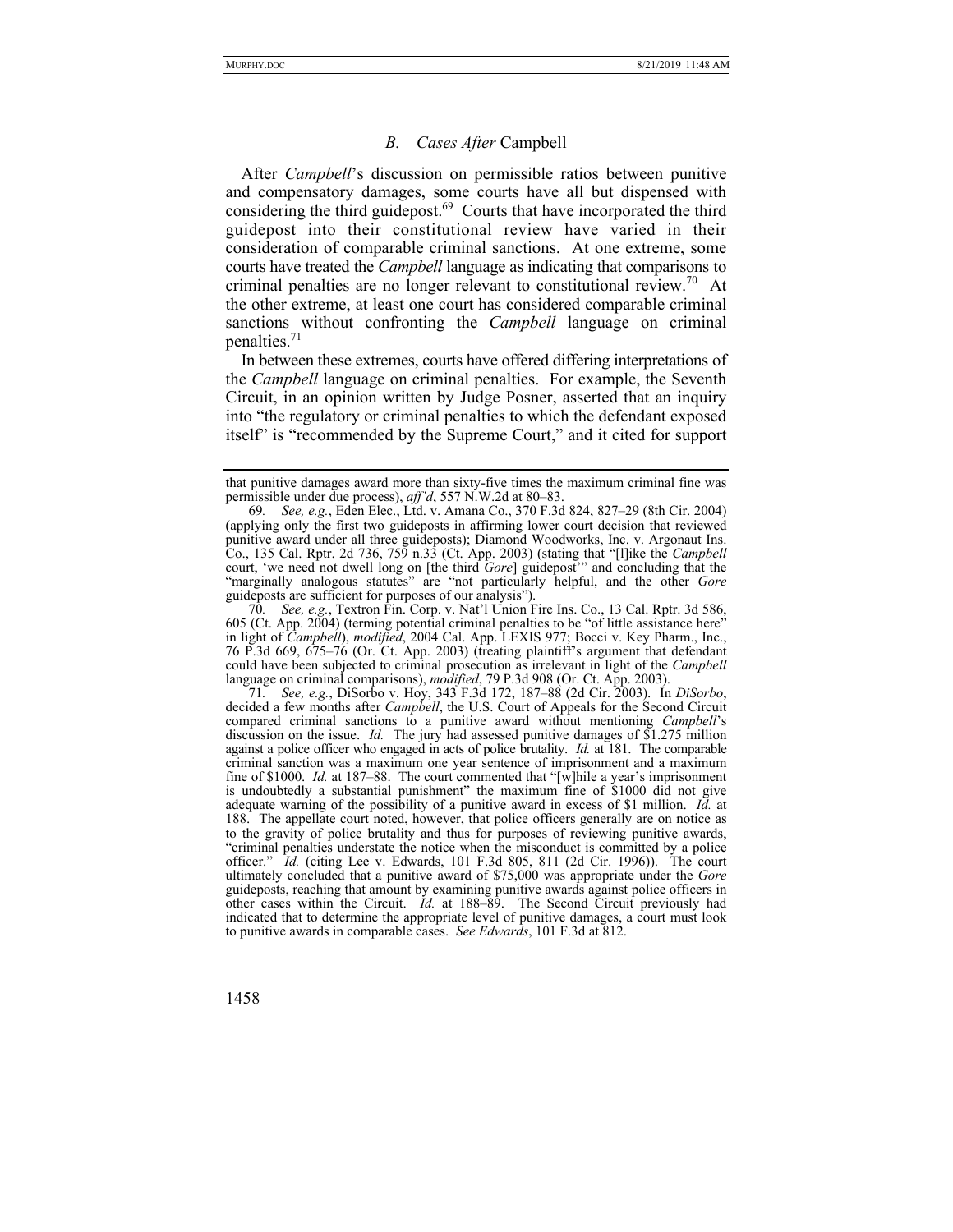### *B. Cases After* Campbell

After *Campbell*'s discussion on permissible ratios between punitive and compensatory damages, some courts have all but dispensed with considering the third guidepost.[69] Courts that have incorporated the third guidepost into their constitutional review have varied in their consideration of comparable criminal sanctions. At one extreme, some courts have treated the *Campbell* language as indicating that comparisons to criminal penalties are no longer relevant to constitutional review.[70] At the other extreme, at least one court has considered comparable criminal sanctions without confronting the *Campbell* language on criminal penalties.[71]

In between these extremes, courts have offered differing interpretations of the *Campbell* language on criminal penalties. For example, the Seventh Circuit, in an opinion written by Judge Posner, asserted that an inquiry into "the regulatory or criminal penalties to which the defendant exposed itself" is "recommended by the Supreme Court," and it cited for support

---

that punitive damages award more than sixty-five times the maximum criminal fine was permissible under due process), *aff'd*, 557 N.W.2d at 80–83.

69. *See, e.g.*, Eden Elec., Ltd. v. Amana Co., 370 F.3d 824, 827–29 (8th Cir. 2004) (applying only the first two guideposts in affirming lower court decision that reviewed punitive award under all three guideposts); Diamond Woodworks, Inc. v. Argonaut Ins. Co., 135 Cal. Rptr. 2d 736, 759 n.33 (Ct. App. 2003) (stating that "[l]ike the *Campbell* court, 'we need not dwell long on [the third *Gore*] guidepost'" and concluding that the "marginally analogous statutes" are "not particularly helpful, and the other *Gore* guideposts are sufficient for purposes of our analysis").

70. *See, e.g.*, Textron Fin. Corp. v. Nat'l Union Fire Ins. Co., 13 Cal. Rptr. 3d 586, 605 (Ct. App. 2004) (terming potential criminal penalties to be "of little assistance here" in light of *Campbell*), *modified*, 2004 Cal. App. LEXIS 977; Bocci v. Key Pharm., Inc., 76 P.3d 669, 675–76 (Or. Ct. App. 2003) (treating plaintiff's argument that defendant could have been subjected to criminal prosecution as irrelevant in light of the *Campbell* language on criminal comparisons), *modified*, 79 P.3d 908 (Or. Ct. App. 2003).

71. *See, e.g.*, DiSorbo v. Hoy, 343 F.3d 172, 187–88 (2d Cir. 2003). In *DiSorbo*, decided a few months after *Campbell*, the U.S. Court of Appeals for the Second Circuit compared criminal sanctions to a punitive award without mentioning *Campbell*'s discussion on the issue. *Id.* The jury had assessed punitive damages of $1.275 million against a police officer who engaged in acts of police brutality. *Id.* at 181. The comparable criminal sanction was a maximum one year sentence of imprisonment and a maximum fine of $1000. *Id.* at 187–88. The court commented that "[w]hile a year's imprisonment is undoubtedly a substantial punishment" the maximum fine of $1000 did not give adequate warning of the possibility of a punitive award in excess of $1 million. *Id.* at 188. The appellate court noted, however, that police officers generally are on notice as to the gravity of police brutality and thus for purposes of reviewing punitive awards, "criminal penalties understate the notice when the misconduct is committed by a police officer." *Id.* (citing Lee v. Edwards, 101 F.3d 805, 811 (2d Cir. 1996)). The court ultimately concluded that a punitive award of $75,000 was appropriate under the *Gore* guideposts, reaching that amount by examining punitive awards against police officers in other cases within the Circuit. *Id.* at 188–89. The Second Circuit previously had indicated that to determine the appropriate level of punitive damages, a court must look to punitive awards in comparable cases. *See Edwards*, 101 F.3d at 812.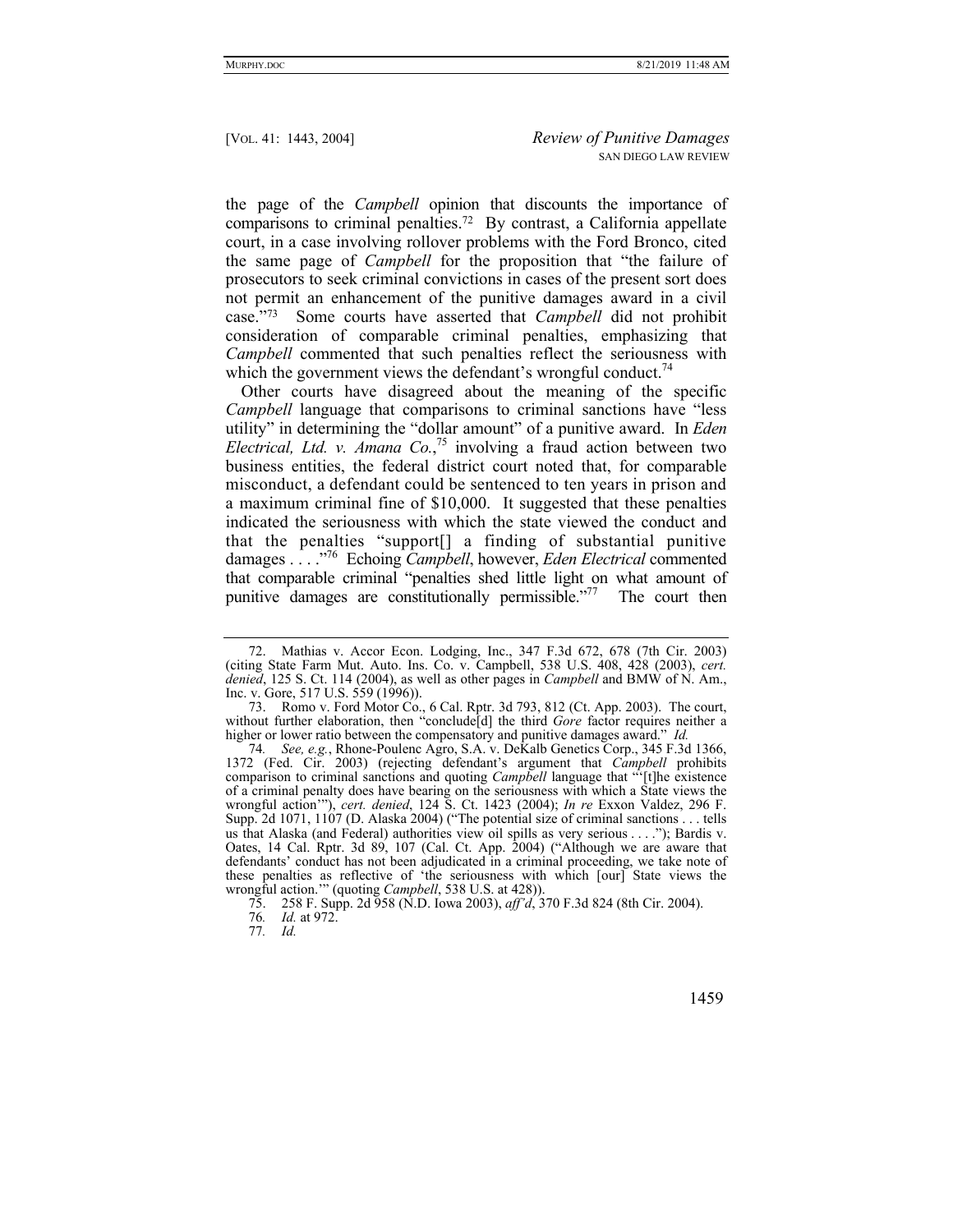the page of the *Campbell* opinion that discounts the importance of comparisons to criminal penalties.[72] By contrast, a California appellate court, in a case involving rollover problems with the Ford Bronco, cited the same page of *Campbell* for the proposition that "the failure of prosecutors to seek criminal convictions in cases of the present sort does not permit an enhancement of the punitive damages award in a civil case."[73] Some courts have asserted that *Campbell* did not prohibit consideration of comparable criminal penalties, emphasizing that *Campbell* commented that such penalties reflect the seriousness with which the government views the defendant's wrongful conduct.[74]

Other courts have disagreed about the meaning of the specific *Campbell* language that comparisons to criminal sanctions have "less utility" in determining the "dollar amount" of a punitive award. In *Eden Electrical, Ltd. v. Amana Co.*,[75] involving a fraud action between two business entities, the federal district court noted that, for comparable misconduct, a defendant could be sentenced to ten years in prison and a maximum criminal fine of $10,000. It suggested that these penalties indicated the seriousness with which the state viewed the conduct and that the penalties "support[] a finding of substantial punitive damages . . . ."[76] Echoing *Campbell*, however, *Eden Electrical* commented that comparable criminal "penalties shed little light on what amount of punitive damages are constitutionally permissible."[77] The court then

---

72. Mathias v. Accor Econ. Lodging, Inc., 347 F.3d 672, 678 (7th Cir. 2003) (citing State Farm Mut. Auto. Ins. Co. v. Campbell, 538 U.S. 408, 428 (2003), *cert. denied*, 125 S. Ct. 114 (2004), as well as other pages in *Campbell* and BMW of N. Am., Inc. v. Gore, 517 U.S. 559 (1996)).

73. Romo v. Ford Motor Co., 6 Cal. Rptr. 3d 793, 812 (Ct. App. 2003). The court, without further elaboration, then "conclude[d] the third *Gore* factor requires neither a higher or lower ratio between the compensatory and punitive damages award." *Id.*

74. *See, e.g.*, Rhone-Poulenc Agro, S.A. v. DeKalb Genetics Corp., 345 F.3d 1366, 1372 (Fed. Cir. 2003) (rejecting defendant's argument that *Campbell* prohibits comparison to criminal sanctions and quoting *Campbell* language that "'[t]he existence of a criminal penalty does have bearing on the seriousness with which a State views the wrongful action'"), *cert. denied*, 124 S. Ct. 1423 (2004); *In re* Exxon Valdez, 296 F. Supp. 2d 1071, 1107 (D. Alaska 2004) ("The potential size of criminal sanctions . . . tells us that Alaska (and Federal) authorities view oil spills as very serious . . . ."); Bardis v. Oates, 14 Cal. Rptr. 3d 89, 107 (Cal. Ct. App. 2004) ("Although we are aware that defendants' conduct has not been adjudicated in a criminal proceeding, we take note of these penalties as reflective of 'the seriousness with which [our] State views the wrongful action.'" (quoting *Campbell*, 538 U.S. at 428)).

75. 258 F. Supp. 2d 958 (N.D. Iowa 2003), *aff'd*, 370 F.3d 824 (8th Cir. 2004).

76. *Id.* at 972.

77. *Id.*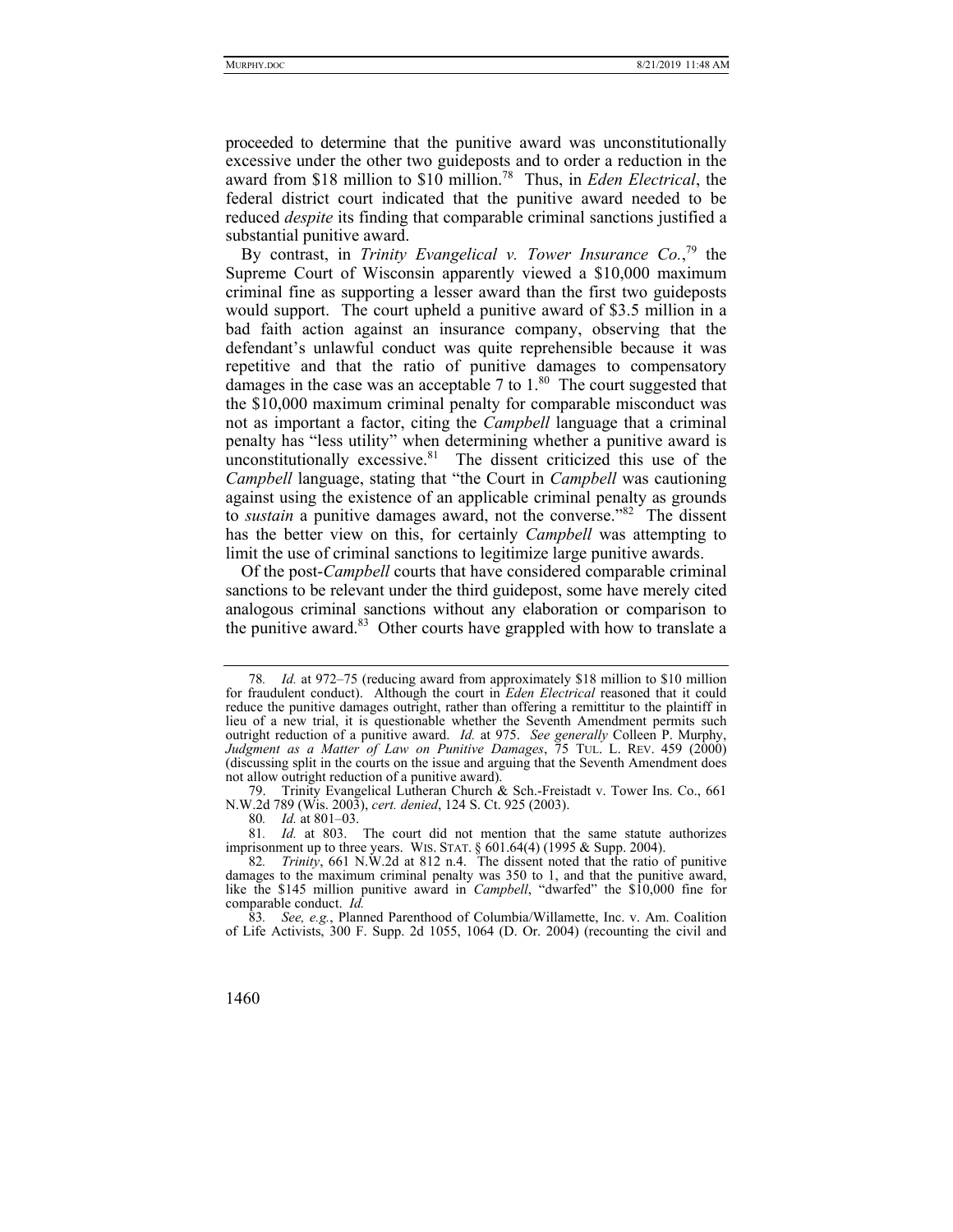proceeded to determine that the punitive award was unconstitutionally excessive under the other two guideposts and to order a reduction in the award from $18 million to $10 million.[78] Thus, in *Eden Electrical*, the federal district court indicated that the punitive award needed to be reduced *despite* its finding that comparable criminal sanctions justified a substantial punitive award.

By contrast, in *Trinity Evangelical v. Tower Insurance Co.*,[79] the Supreme Court of Wisconsin apparently viewed a $10,000 maximum criminal fine as supporting a lesser award than the first two guideposts would support. The court upheld a punitive award of $3.5 million in a bad faith action against an insurance company, observing that the defendant's unlawful conduct was quite reprehensible because it was repetitive and that the ratio of punitive damages to compensatory damages in the case was an acceptable 7 to 1.[80] The court suggested that the $10,000 maximum criminal penalty for comparable misconduct was not as important a factor, citing the *Campbell* language that a criminal penalty has "less utility" when determining whether a punitive award is unconstitutionally excessive.[81] The dissent criticized this use of the *Campbell* language, stating that "the Court in *Campbell* was cautioning against using the existence of an applicable criminal penalty as grounds to *sustain* a punitive damages award, not the converse."[82] The dissent has the better view on this, for certainly *Campbell* was attempting to limit the use of criminal sanctions to legitimize large punitive awards.

Of the post-*Campbell* courts that have considered comparable criminal sanctions to be relevant under the third guidepost, some have merely cited analogous criminal sanctions without any elaboration or comparison to the punitive award.[83] Other courts have grappled with how to translate a

---

78. *Id.* at 972–75 (reducing award from approximately $18 million to $10 million for fraudulent conduct). Although the court in *Eden Electrical* reasoned that it could reduce the punitive damages outright, rather than offering a remittitur to the plaintiff in lieu of a new trial, it is questionable whether the Seventh Amendment permits such outright reduction of a punitive award. *Id.* at 975. *See generally* Colleen P. Murphy, *Judgment as a Matter of Law on Punitive Damages*, 75 TUL. L. REV. 459 (2000) (discussing split in the courts on the issue and arguing that the Seventh Amendment does not allow outright reduction of a punitive award).

79. Trinity Evangelical Lutheran Church & Sch.-Freistadt v. Tower Ins. Co., 661 N.W.2d 789 (Wis. 2003), *cert. denied*, 124 S. Ct. 925 (2003).

80. *Id.* at 801–03.

81. *Id.* at 803. The court did not mention that the same statute authorizes imprisonment up to three years. WIS. STAT. § 601.64(4) (1995 & Supp. 2004).

82. *Trinity*, 661 N.W.2d at 812 n.4. The dissent noted that the ratio of punitive damages to the maximum criminal penalty was 350 to 1, and that the punitive award, like the $145 million punitive award in *Campbell*, "dwarfed" the $10,000 fine for comparable conduct. *Id.*

83. *See, e.g.*, Planned Parenthood of Columbia/Willamette, Inc. v. Am. Coalition of Life Activists, 300 F. Supp. 2d 1055, 1064 (D. Or. 2004) (recounting the civil and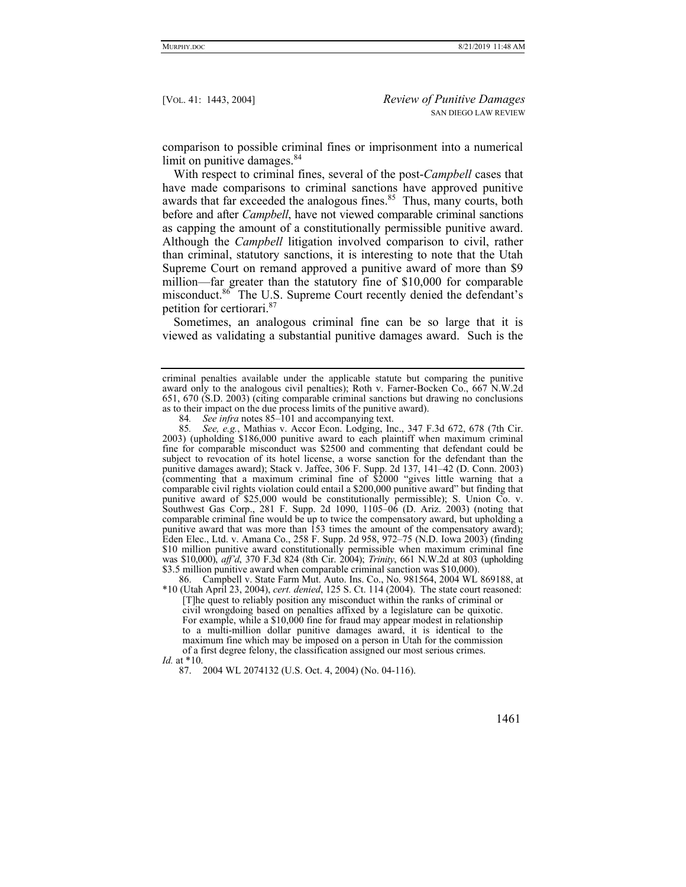comparison to possible criminal fines or imprisonment into a numerical limit on punitive damages.[84]

With respect to criminal fines, several of the post-*Campbell* cases that have made comparisons to criminal sanctions have approved punitive awards that far exceeded the analogous fines.[85] Thus, many courts, both before and after *Campbell*, have not viewed comparable criminal sanctions as capping the amount of a constitutionally permissible punitive award. Although the *Campbell* litigation involved comparison to civil, rather than criminal, statutory sanctions, it is interesting to note that the Utah Supreme Court on remand approved a punitive award of more than $9 million—far greater than the statutory fine of $10,000 for comparable misconduct.[86] The U.S. Supreme Court recently denied the defendant's petition for certiorari.[87]

Sometimes, an analogous criminal fine can be so large that it is viewed as validating a substantial punitive damages award. Such is the

---

criminal penalties available under the applicable statute but comparing the punitive award only to the analogous civil penalties); Roth v. Farner-Bocken Co., 667 N.W.2d 651, 670 (S.D. 2003) (citing comparable criminal sanctions but drawing no conclusions as to their impact on the due process limits of the punitive award).

84. *See infra* notes 85–101 and accompanying text.

85. *See, e.g.*, Mathias v. Accor Econ. Lodging, Inc., 347 F.3d 672, 678 (7th Cir. 2003) (upholding $186,000 punitive award to each plaintiff when maximum criminal fine for comparable misconduct was $2500 and commenting that defendant could be subject to revocation of its hotel license, a worse sanction for the defendant than the punitive damages award); Stack v. Jaffee, 306 F. Supp. 2d 137, 141–42 (D. Conn. 2003) (commenting that a maximum criminal fine of $2000 "gives little warning that a comparable civil rights violation could entail a $200,000 punitive award" but finding that punitive award of $25,000 would be constitutionally permissible); S. Union Co. v. Southwest Gas Corp., 281 F. Supp. 2d 1090, 1105–06 (D. Ariz. 2003) (noting that comparable criminal fine would be up to twice the compensatory award, but upholding a punitive award that was more than 153 times the amount of the compensatory award); Eden Elec., Ltd. v. Amana Co., 258 F. Supp. 2d 958, 972–75 (N.D. Iowa 2003) (finding $10 million punitive award constitutionally permissible when maximum criminal fine was $10,000), *aff'd*, 370 F.3d 824 (8th Cir. 2004); *Trinity*, 661 N.W.2d at 803 (upholding $3.5 million punitive award when comparable criminal sanction was $10,000).

86. Campbell v. State Farm Mut. Auto. Ins. Co., No. 981564, 2004 WL 869188, at *10 (Utah April 23, 2004), *cert. denied*, 125 S. Ct. 114 (2004). The state court reasoned:

> [T]he quest to reliably position any misconduct within the ranks of criminal or civil wrongdoing based on penalties affixed by a legislature can be quixotic. For example, while a $10,000 fine for fraud may appear modest in relationship to a multi-million dollar punitive damages award, it is identical to the maximum fine which may be imposed on a person in Utah for the commission of a first degree felony, the classification assigned our most serious crimes.

*Id.* at *10.

87. 2004 WL 2074132 (U.S. Oct. 4, 2004) (No. 04-116).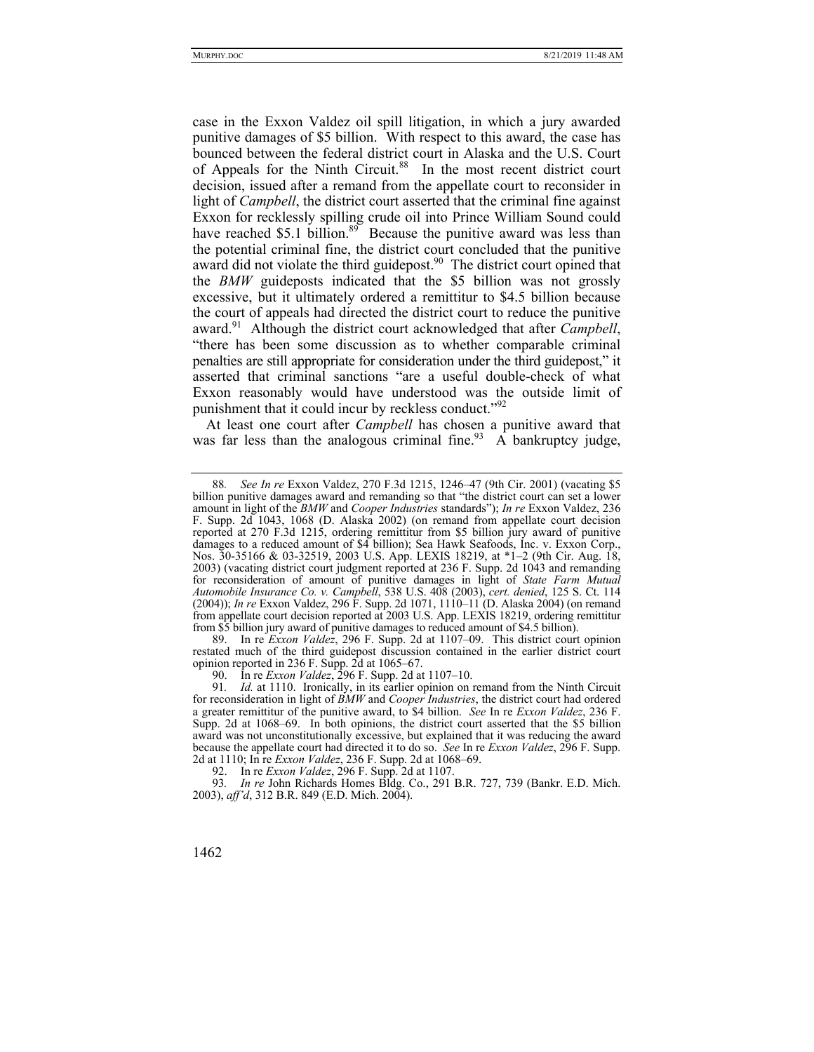case in the Exxon Valdez oil spill litigation, in which a jury awarded punitive damages of $5 billion. With respect to this award, the case has bounced between the federal district court in Alaska and the U.S. Court of Appeals for the Ninth Circuit.[88] In the most recent district court decision, issued after a remand from the appellate court to reconsider in light of *Campbell*, the district court asserted that the criminal fine against Exxon for recklessly spilling crude oil into Prince William Sound could have reached $5.1 billion.[89] Because the punitive award was less than the potential criminal fine, the district court concluded that the punitive award did not violate the third guidepost.[90] The district court opined that the *BMW* guideposts indicated that the $5 billion was not grossly excessive, but it ultimately ordered a remittitur to $4.5 billion because the court of appeals had directed the district court to reduce the punitive award.[91] Although the district court acknowledged that after *Campbell*, "there has been some discussion as to whether comparable criminal penalties are still appropriate for consideration under the third guidepost," it asserted that criminal sanctions "are a useful double-check of what Exxon reasonably would have understood was the outside limit of punishment that it could incur by reckless conduct."[92]

At least one court after *Campbell* has chosen a punitive award that was far less than the analogous criminal fine.[93] A bankruptcy judge,

---

88. *See In re* Exxon Valdez, 270 F.3d 1215, 1246–47 (9th Cir. 2001) (vacating $5 billion punitive damages award and remanding so that "the district court can set a lower amount in light of the *BMW* and *Cooper Industries* standards"); *In re* Exxon Valdez, 236 F. Supp. 2d 1043, 1068 (D. Alaska 2002) (on remand from appellate court decision reported at 270 F.3d 1215, ordering remittitur from $5 billion jury award of punitive damages to a reduced amount of $4 billion); Sea Hawk Seafoods, Inc. v. Exxon Corp., Nos. 30-35166 & 03-32519, 2003 U.S. App. LEXIS 18219, at *1–2 (9th Cir. Aug. 18, 2003) (vacating district court judgment reported at 236 F. Supp. 2d 1043 and remanding for reconsideration of amount of punitive damages in light of *State Farm Mutual Automobile Insurance Co. v. Campbell*, 538 U.S. 408 (2003), *cert. denied*, 125 S. Ct. 114 (2004)); *In re* Exxon Valdez, 296 F. Supp. 2d 1071, 1110–11 (D. Alaska 2004) (on remand from appellate court decision reported at 2003 U.S. App. LEXIS 18219, ordering remittitur from $5 billion jury award of punitive damages to reduced amount of $4.5 billion).

89. In re *Exxon Valdez*, 296 F. Supp. 2d at 1107–09. This district court opinion restated much of the third guidepost discussion contained in the earlier district court opinion reported in 236 F. Supp. 2d at 1065–67.

90. In re *Exxon Valdez*, 296 F. Supp. 2d at 1107–10.

91. *Id.* at 1110. Ironically, in its earlier opinion on remand from the Ninth Circuit for reconsideration in light of *BMW* and *Cooper Industries*, the district court had ordered a greater remittitur of the punitive award, to $4 billion. *See* In re *Exxon Valdez*, 236 F. Supp. 2d at 1068–69. In both opinions, the district court asserted that the $5 billion award was not unconstitutionally excessive, but explained that it was reducing the award because the appellate court had directed it to do so. *See* In re *Exxon Valdez*, 296 F. Supp. 2d at 1110; In re *Exxon Valdez*, 236 F. Supp. 2d at 1068–69.

92. In re *Exxon Valdez*, 296 F. Supp. 2d at 1107.

93. *In re* John Richards Homes Bldg. Co., 291 B.R. 727, 739 (Bankr. E.D. Mich. 2003), *aff'd*, 312 B.R. 849 (E.D. Mich. 2004).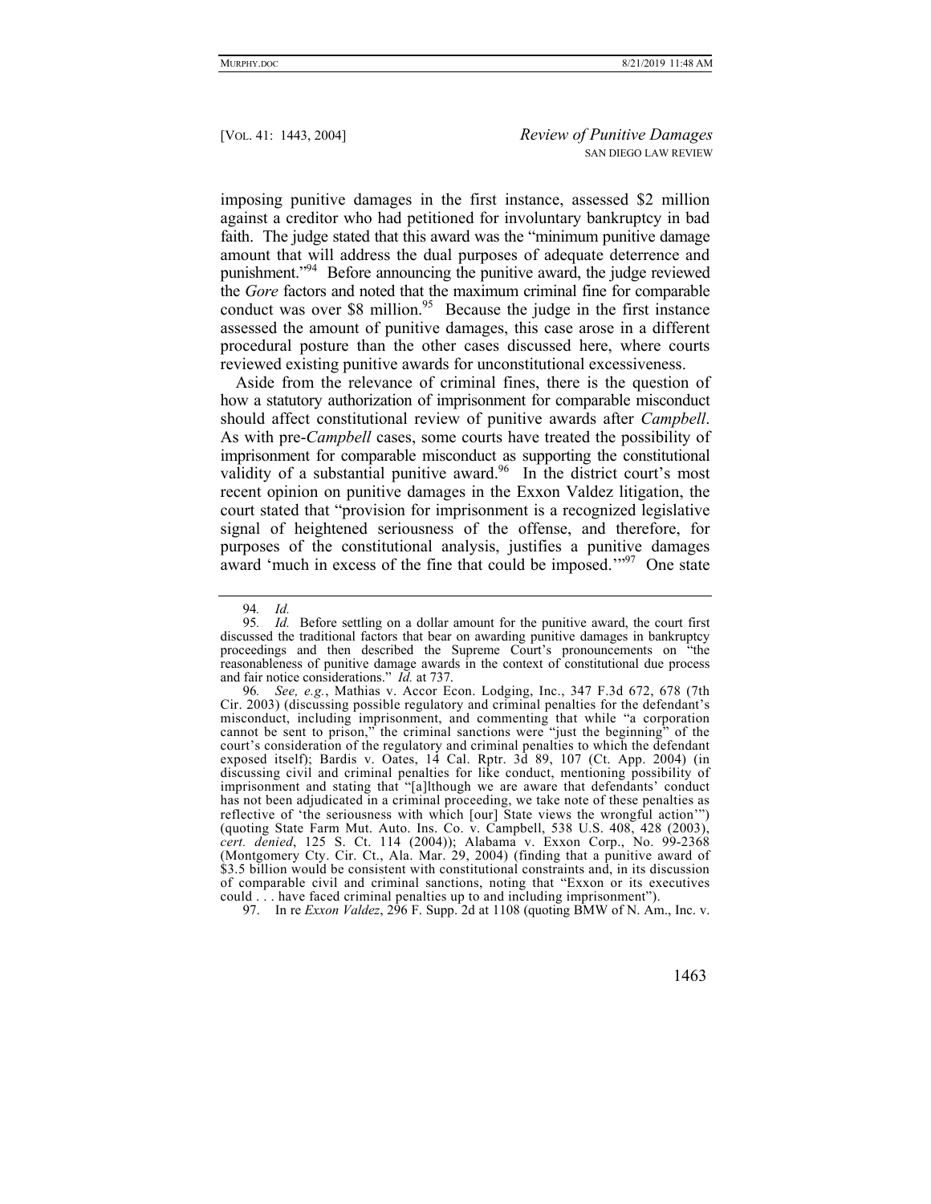imposing punitive damages in the first instance, assessed $2 million against a creditor who had petitioned for involuntary bankruptcy in bad faith. The judge stated that this award was the "minimum punitive damage amount that will address the dual purposes of adequate deterrence and punishment."[94] Before announcing the punitive award, the judge reviewed the *Gore* factors and noted that the maximum criminal fine for comparable conduct was over $8 million.[95] Because the judge in the first instance assessed the amount of punitive damages, this case arose in a different procedural posture than the other cases discussed here, where courts reviewed existing punitive awards for unconstitutional excessiveness.

Aside from the relevance of criminal fines, there is the question of how a statutory authorization of imprisonment for comparable misconduct should affect constitutional review of punitive awards after *Campbell*. As with pre-*Campbell* cases, some courts have treated the possibility of imprisonment for comparable misconduct as supporting the constitutional validity of a substantial punitive award.[96] In the district court's most recent opinion on punitive damages in the Exxon Valdez litigation, the court stated that "provision for imprisonment is a recognized legislative signal of heightened seriousness of the offense, and therefore, for purposes of the constitutional analysis, justifies a punitive damages award 'much in excess of the fine that could be imposed.'"[97] One state

---

94. *Id.*

95. *Id.* Before settling on a dollar amount for the punitive award, the court first discussed the traditional factors that bear on awarding punitive damages in bankruptcy proceedings and then described the Supreme Court's pronouncements on "the reasonableness of punitive damage awards in the context of constitutional due process and fair notice considerations." *Id.* at 737.

96. *See, e.g.*, Mathias v. Accor Econ. Lodging, Inc., 347 F.3d 672, 678 (7th Cir. 2003) (discussing possible regulatory and criminal penalties for the defendant's misconduct, including imprisonment, and commenting that while "a corporation cannot be sent to prison," the criminal sanctions were "just the beginning" of the court's consideration of the regulatory and criminal penalties to which the defendant exposed itself); Bardis v. Oates, 14 Cal. Rptr. 3d 89, 107 (Ct. App. 2004) (in discussing civil and criminal penalties for like conduct, mentioning possibility of imprisonment and stating that "[a]lthough we are aware that defendants' conduct has not been adjudicated in a criminal proceeding, we take note of these penalties as reflective of 'the seriousness with which [our] State views the wrongful action'") (quoting State Farm Mut. Auto. Ins. Co. v. Campbell, 538 U.S. 408, 428 (2003), *cert. denied*, 125 S. Ct. 114 (2004)); Alabama v. Exxon Corp., No. 99-2368 (Montgomery Cty. Cir. Ct., Ala. Mar. 29, 2004) (finding that a punitive award of $3.5 billion would be consistent with constitutional constraints and, in its discussion of comparable civil and criminal sanctions, noting that "Exxon or its executives could . . . have faced criminal penalties up to and including imprisonment").

97. In re *Exxon Valdez*, 296 F. Supp. 2d at 1108 (quoting BMW of N. Am., Inc. v.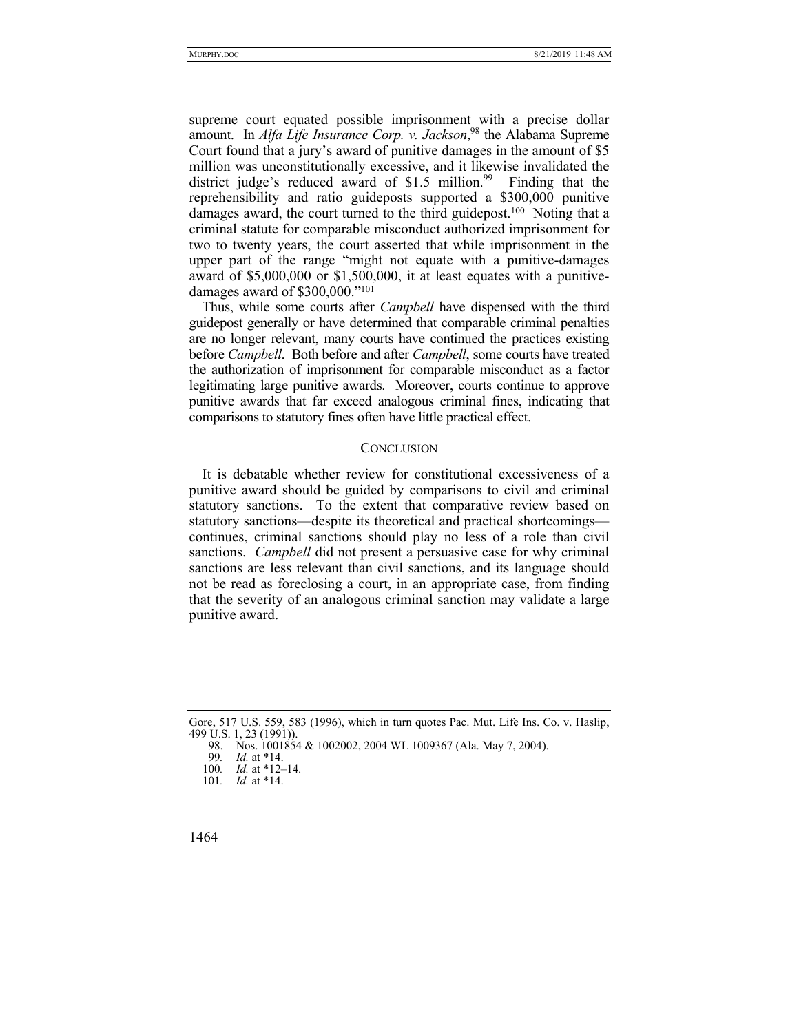supreme court equated possible imprisonment with a precise dollar amount. In *Alfa Life Insurance Corp. v. Jackson*,[98] the Alabama Supreme Court found that a jury's award of punitive damages in the amount of $5 million was unconstitutionally excessive, and it likewise invalidated the district judge's reduced award of $1.5 million.[99] Finding that the reprehensibility and ratio guideposts supported a $300,000 punitive damages award, the court turned to the third guidepost.[100] Noting that a criminal statute for comparable misconduct authorized imprisonment for two to twenty years, the court asserted that while imprisonment in the upper part of the range "might not equate with a punitive-damages award of $5,000,000 or $1,500,000, it at least equates with a punitive-damages award of $300,000."[101]

Thus, while some courts after *Campbell* have dispensed with the third guidepost generally or have determined that comparable criminal penalties are no longer relevant, many courts have continued the practices existing before *Campbell*. Both before and after *Campbell*, some courts have treated the authorization of imprisonment for comparable misconduct as a factor legitimating large punitive awards. Moreover, courts continue to approve punitive awards that far exceed analogous criminal fines, indicating that comparisons to statutory fines often have little practical effect.

## CONCLUSION

It is debatable whether review for constitutional excessiveness of a punitive award should be guided by comparisons to civil and criminal statutory sanctions. To the extent that comparative review based on statutory sanctions—despite its theoretical and practical shortcomings—continues, criminal sanctions should play no less of a role than civil sanctions. *Campbell* did not present a persuasive case for why criminal sanctions are less relevant than civil sanctions, and its language should not be read as foreclosing a court, in an appropriate case, from finding that the severity of an analogous criminal sanction may validate a large punitive award.

---

Gore, 517 U.S. 559, 583 (1996), which in turn quotes Pac. Mut. Life Ins. Co. v. Haslip, 499 U.S. 1, 23 (1991)).

98. Nos. 1001854 & 1002002, 2004 WL 1009367 (Ala. May 7, 2004).

99. *Id.* at *14.

100. *Id.* at *12–14.

101. *Id.* at *14.